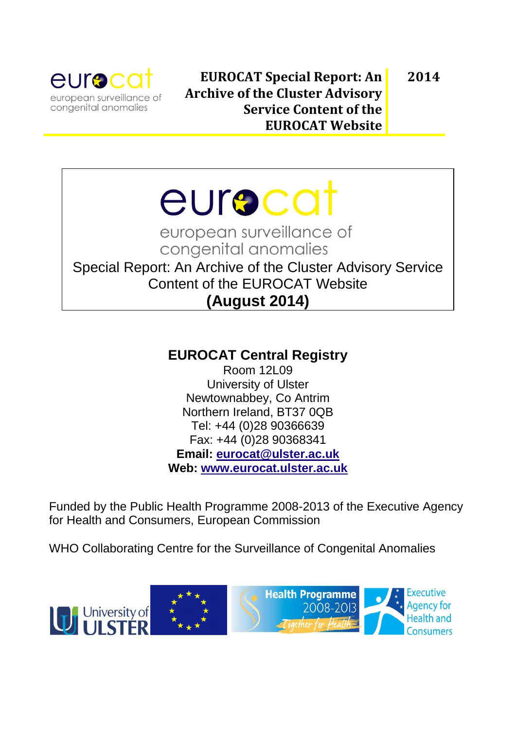eurocat
european surveillance of congenital anomalies

**EUROCAT Special Report: An Archive of the Cluster Advisory Service Content of the EUROCAT Website** **2014**

# eurocat

european surveillance of congenital anomalies

Special Report: An Archive of the Cluster Advisory Service Content of the EUROCAT Website

**(August 2014)**

## EUROCAT Central Registry

Room 12L09
University of Ulster
Newtownabbey, Co Antrim
Northern Ireland, BT37 0QB
Tel: +44 (0)28 90366639
Fax: +44 (0)28 90368341
**Email: eurocat@ulster.ac.uk**
**Web: www.eurocat.ulster.ac.uk**

Funded by the Public Health Programme 2008-2013 of the Executive Agency for Health and Consumers, European Commission

WHO Collaborating Centre for the Surveillance of Congenital Anomalies

University of Ulster | Health Programme 2008-2013 Together for Health | Executive Agency for Health and Consumers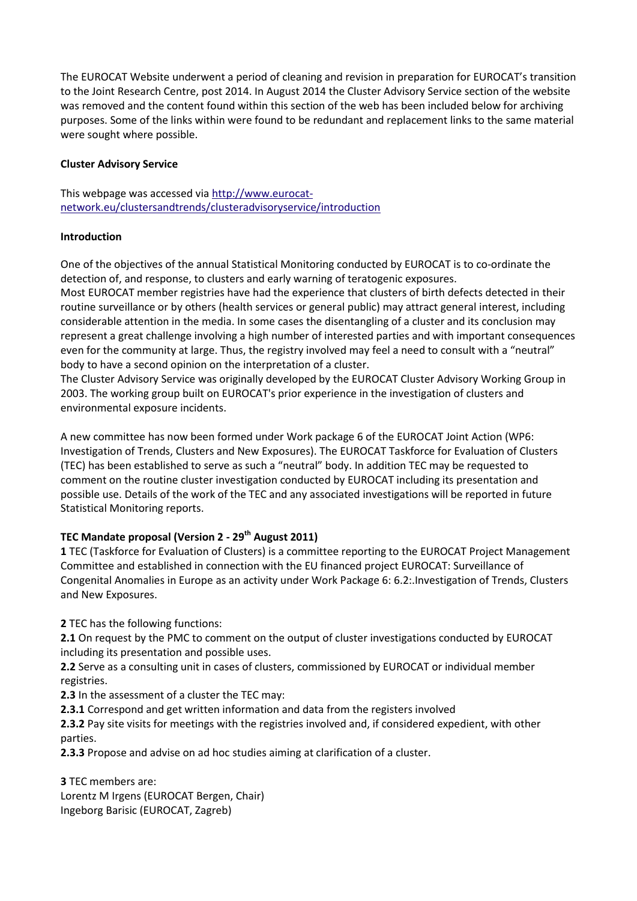The EUROCAT Website underwent a period of cleaning and revision in preparation for EUROCAT's transition to the Joint Research Centre, post 2014. In August 2014 the Cluster Advisory Service section of the website was removed and the content found within this section of the web has been included below for archiving purposes. Some of the links within were found to be redundant and replacement links to the same material were sought where possible.

**Cluster Advisory Service**

This webpage was accessed via [http://www.eurocat-network.eu/clustersandtrends/clusteradvisoryservice/introduction](http://www.eurocat-network.eu/clustersandtrends/clusteradvisoryservice/introduction)

**Introduction**

One of the objectives of the annual Statistical Monitoring conducted by EUROCAT is to co-ordinate the detection of, and response, to clusters and early warning of teratogenic exposures.
Most EUROCAT member registries have had the experience that clusters of birth defects detected in their routine surveillance or by others (health services or general public) may attract general interest, including considerable attention in the media. In some cases the disentangling of a cluster and its conclusion may represent a great challenge involving a high number of interested parties and with important consequences even for the community at large. Thus, the registry involved may feel a need to consult with a "neutral" body to have a second opinion on the interpretation of a cluster.
The Cluster Advisory Service was originally developed by the EUROCAT Cluster Advisory Working Group in 2003. The working group built on EUROCAT's prior experience in the investigation of clusters and environmental exposure incidents.

A new committee has now been formed under Work package 6 of the EUROCAT Joint Action (WP6: Investigation of Trends, Clusters and New Exposures). The EUROCAT Taskforce for Evaluation of Clusters (TEC) has been established to serve as such a "neutral" body. In addition TEC may be requested to comment on the routine cluster investigation conducted by EUROCAT including its presentation and possible use. Details of the work of the TEC and any associated investigations will be reported in future Statistical Monitoring reports.

**TEC Mandate proposal (Version 2 - 29th August 2011)**

**1** TEC (Taskforce for Evaluation of Clusters) is a committee reporting to the EUROCAT Project Management Committee and established in connection with the EU financed project EUROCAT: Surveillance of Congenital Anomalies in Europe as an activity under Work Package 6: 6.2:.Investigation of Trends, Clusters and New Exposures.

**2** TEC has the following functions:

**2.1** On request by the PMC to comment on the output of cluster investigations conducted by EUROCAT including its presentation and possible uses.

**2.2** Serve as a consulting unit in cases of clusters, commissioned by EUROCAT or individual member registries.

**2.3** In the assessment of a cluster the TEC may:

**2.3.1** Correspond and get written information and data from the registers involved

**2.3.2** Pay site visits for meetings with the registries involved and, if considered expedient, with other parties.

**2.3.3** Propose and advise on ad hoc studies aiming at clarification of a cluster.

**3** TEC members are:

Lorentz M Irgens (EUROCAT Bergen, Chair)

Ingeborg Barisic (EUROCAT, Zagreb)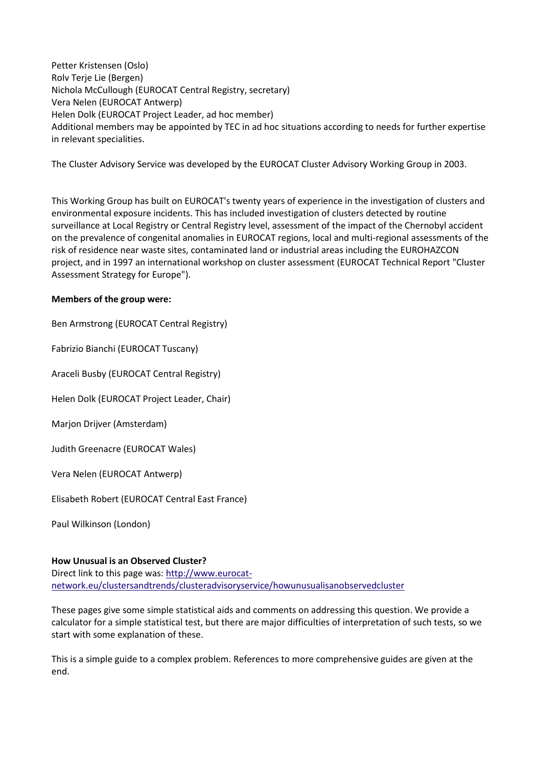Petter Kristensen (Oslo)
Rolv Terje Lie (Bergen)
Nichola McCullough (EUROCAT Central Registry, secretary)
Vera Nelen (EUROCAT Antwerp)
Helen Dolk (EUROCAT Project Leader, ad hoc member)
Additional members may be appointed by TEC in ad hoc situations according to needs for further expertise in relevant specialities.

The Cluster Advisory Service was developed by the EUROCAT Cluster Advisory Working Group in 2003.

This Working Group has built on EUROCAT's twenty years of experience in the investigation of clusters and environmental exposure incidents. This has included investigation of clusters detected by routine surveillance at Local Registry or Central Registry level, assessment of the impact of the Chernobyl accident on the prevalence of congenital anomalies in EUROCAT regions, local and multi-regional assessments of the risk of residence near waste sites, contaminated land or industrial areas including the EUROHAZCON project, and in 1997 an international workshop on cluster assessment (EUROCAT Technical Report "Cluster Assessment Strategy for Europe").

**Members of the group were:**

Ben Armstrong (EUROCAT Central Registry)

Fabrizio Bianchi (EUROCAT Tuscany)

Araceli Busby (EUROCAT Central Registry)

Helen Dolk (EUROCAT Project Leader, Chair)

Marjon Drijver (Amsterdam)

Judith Greenacre (EUROCAT Wales)

Vera Nelen (EUROCAT Antwerp)

Elisabeth Robert (EUROCAT Central East France)

Paul Wilkinson (London)

**How Unusual is an Observed Cluster?**
Direct link to this page was: [http://www.eurocat-network.eu/clustersandtrends/clusteradvisoryservice/howunusualisanobservedcluster](http://www.eurocat-network.eu/clustersandtrends/clusteradvisoryservice/howunusualisanobservedcluster)

These pages give some simple statistical aids and comments on addressing this question. We provide a calculator for a simple statistical test, but there are major difficulties of interpretation of such tests, so we start with some explanation of these.

This is a simple guide to a complex problem. References to more comprehensive guides are given at the end.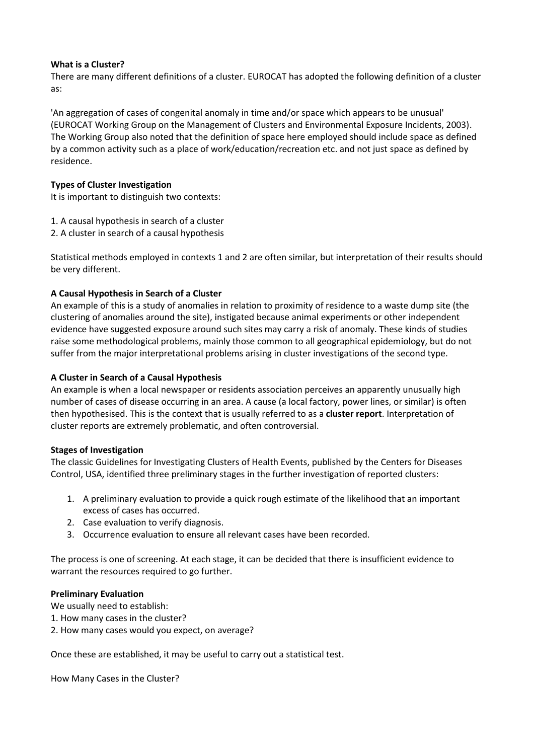**What is a Cluster?**

There are many different definitions of a cluster. EUROCAT has adopted the following definition of a cluster as:

'An aggregation of cases of congenital anomaly in time and/or space which appears to be unusual' (EUROCAT Working Group on the Management of Clusters and Environmental Exposure Incidents, 2003). The Working Group also noted that the definition of space here employed should include space as defined by a common activity such as a place of work/education/recreation etc. and not just space as defined by residence.

**Types of Cluster Investigation**

It is important to distinguish two contexts:

1. A causal hypothesis in search of a cluster
2. A cluster in search of a causal hypothesis

Statistical methods employed in contexts 1 and 2 are often similar, but interpretation of their results should be very different.

**A Causal Hypothesis in Search of a Cluster**

An example of this is a study of anomalies in relation to proximity of residence to a waste dump site (the clustering of anomalies around the site), instigated because animal experiments or other independent evidence have suggested exposure around such sites may carry a risk of anomaly. These kinds of studies raise some methodological problems, mainly those common to all geographical epidemiology, but do not suffer from the major interpretational problems arising in cluster investigations of the second type.

**A Cluster in Search of a Causal Hypothesis**

An example is when a local newspaper or residents association perceives an apparently unusually high number of cases of disease occurring in an area. A cause (a local factory, power lines, or similar) is often then hypothesised. This is the context that is usually referred to as a **cluster report**. Interpretation of cluster reports are extremely problematic, and often controversial.

**Stages of Investigation**

The classic Guidelines for Investigating Clusters of Health Events, published by the Centers for Diseases Control, USA, identified three preliminary stages in the further investigation of reported clusters:

1. A preliminary evaluation to provide a quick rough estimate of the likelihood that an important excess of cases has occurred.
2. Case evaluation to verify diagnosis.
3. Occurrence evaluation to ensure all relevant cases have been recorded.

The process is one of screening. At each stage, it can be decided that there is insufficient evidence to warrant the resources required to go further.

**Preliminary Evaluation**

We usually need to establish:

1. How many cases in the cluster?
2. How many cases would you expect, on average?

Once these are established, it may be useful to carry out a statistical test.

How Many Cases in the Cluster?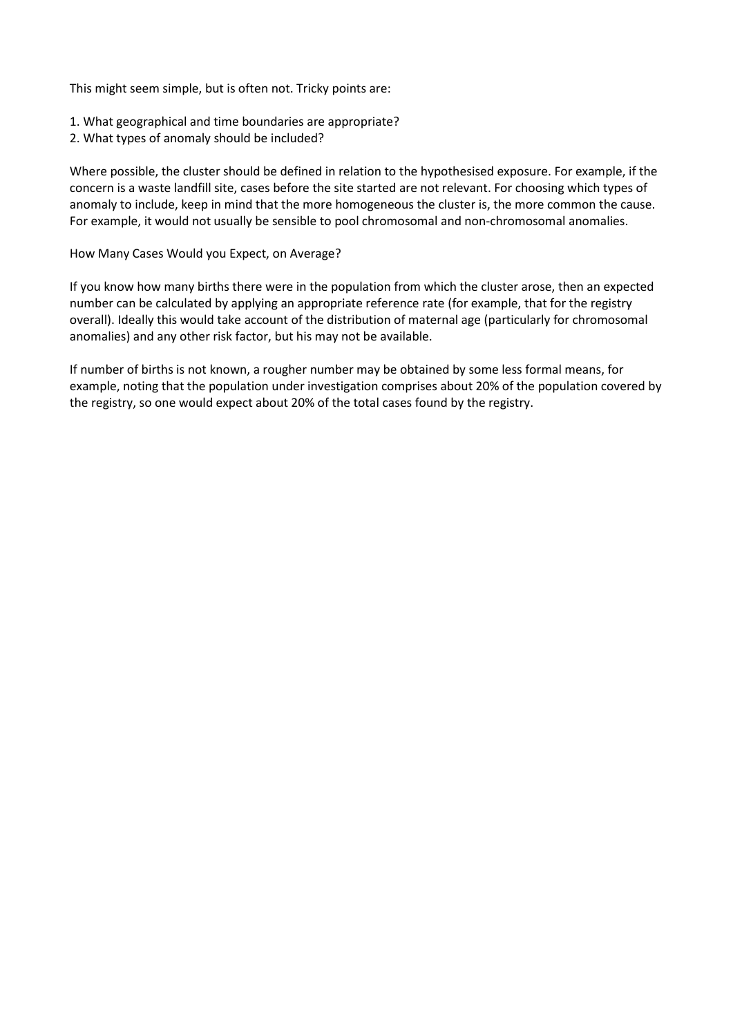This might seem simple, but is often not. Tricky points are:

1. What geographical and time boundaries are appropriate?
2. What types of anomaly should be included?

Where possible, the cluster should be defined in relation to the hypothesised exposure. For example, if the concern is a waste landfill site, cases before the site started are not relevant. For choosing which types of anomaly to include, keep in mind that the more homogeneous the cluster is, the more common the cause. For example, it would not usually be sensible to pool chromosomal and non-chromosomal anomalies.

## How Many Cases Would you Expect, on Average?

If you know how many births there were in the population from which the cluster arose, then an expected number can be calculated by applying an appropriate reference rate (for example, that for the registry overall). Ideally this would take account of the distribution of maternal age (particularly for chromosomal anomalies) and any other risk factor, but his may not be available.

If number of births is not known, a rougher number may be obtained by some less formal means, for example, noting that the population under investigation comprises about 20% of the population covered by the registry, so one would expect about 20% of the total cases found by the registry.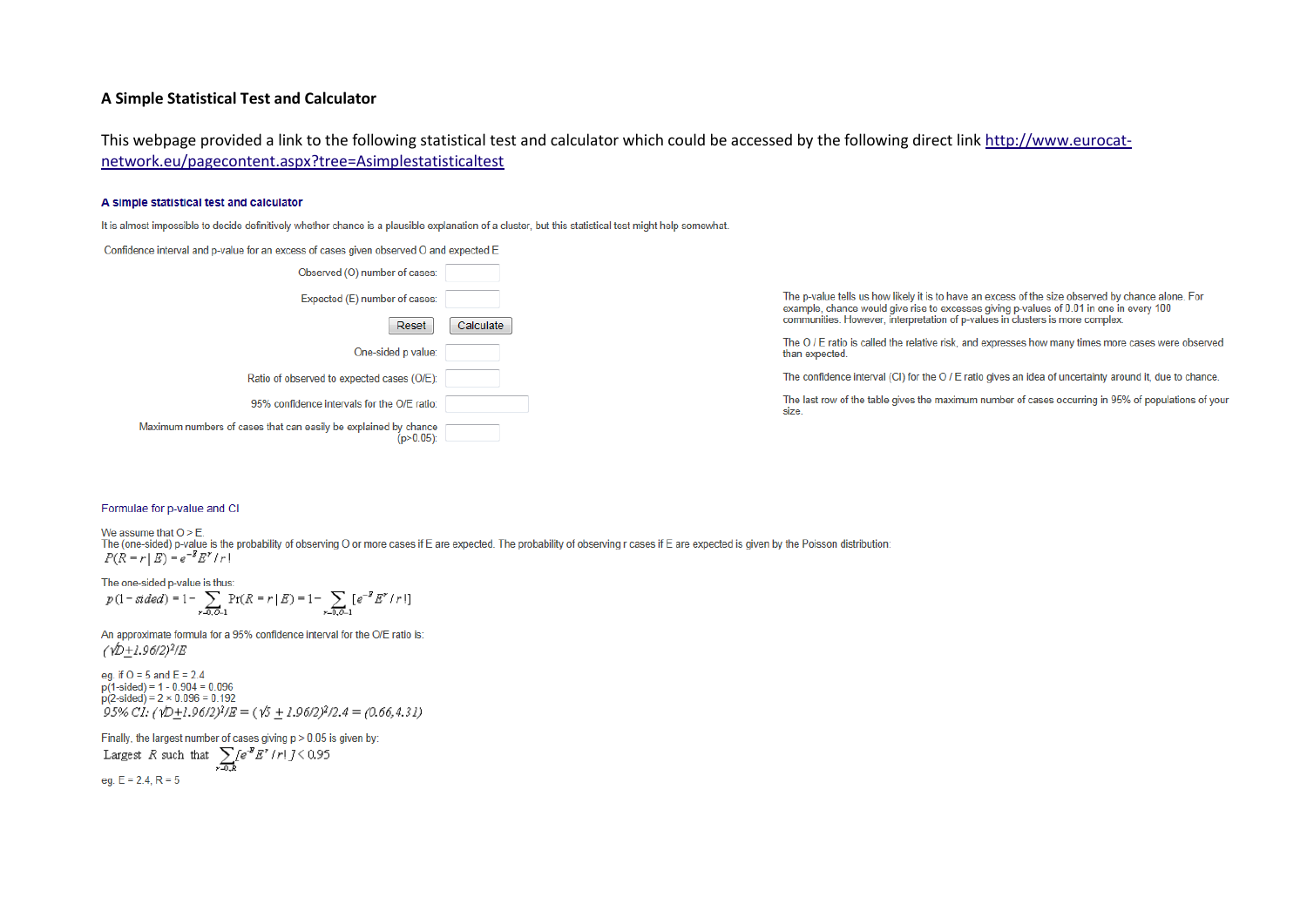## A Simple Statistical Test and Calculator

This webpage provided a link to the following statistical test and calculator which could be accessed by the following direct link http://www.eurocat-network.eu/pagecontent.aspx?tree=Asimplestatisticaltest

### A simple statistical test and calculator

It is almost impossible to decide definitively whether chance is a plausible explanation of a cluster, but this statistical test might help somewhat.

Confidence interval and p-value for an excess of cases given observed O and expected E

| | |
|---|---|
| Observed (O) number of cases: | |
| Expected (E) number of cases: | |
| Reset | Calculate |
| One-sided p value: | |
| Ratio of observed to expected cases (O/E): | |
| 95% confidence intervals for the O/E ratio: | |
| Maximum numbers of cases that can easily be explained by chance (p>0.05): | |

The p-value tells us how likely it is to have an excess of the size observed by chance alone. For example, chance would give rise to excesses giving p-values of 0.01 in one in every 100 communities. However, interpretation of p-values in clusters is more complex.

The O / E ratio is called the relative risk, and expresses how many times more cases were observed than expected.

The confidence interval (CI) for the O / E ratio gives an idea of uncertainty around it, due to chance.

The last row of the table gives the maximum number of cases occurring in 95% of populations of your size.

Formulae for p-value and CI

We assume that O > E.
The (one-sided) p-value is the probability of observing O or more cases if E are expected. The probability of observing r cases if E are expected is given by the Poisson distribution:

$$P(R = r \mid E) = e^{-E} E^{r} / r!$$

The one-sided p-value is thus:

$$p(1-sided) = 1 - \sum_{r=0,O-1} \Pr(R = r \mid E) = 1 - \sum_{r=0,O-1} [e^{-E} E^{r} / r!]$$

An approximate formula for a 95% confidence interval for the O/E ratio is:

$$(\sqrt{D} \pm 1.96/2)^2/E$$

eg. if O = 5 and E = 2.4
p(1-sided) = 1 - 0.904 = 0.096
p(2-sided) = 2 × 0.096 = 0.192

$$95\%\ CI: (\sqrt{D} \pm 1.96/2)^2/E = (\sqrt{5} \pm 1.96/2)^2/2.4 = (0.66, 4.31)$$

Finally, the largest number of cases giving p > 0.05 is given by:

$$\text{Largest } R \text{ such that } \sum_{r=0,R} [e^{-E} E^{r} / r!] < 0.95$$

eg. E = 2.4, R = 5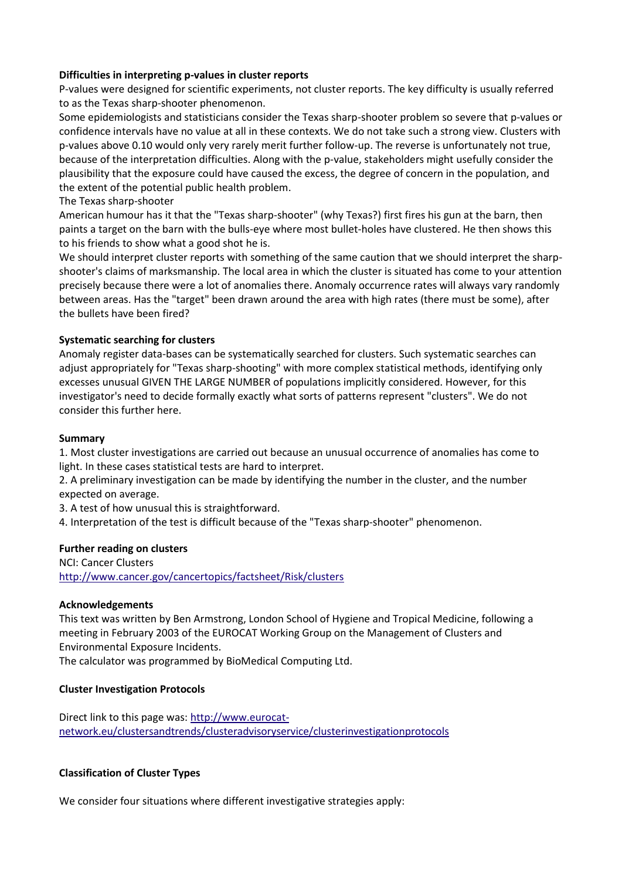**Difficulties in interpreting p-values in cluster reports**

P-values were designed for scientific experiments, not cluster reports. The key difficulty is usually referred to as the Texas sharp-shooter phenomenon.

Some epidemiologists and statisticians consider the Texas sharp-shooter problem so severe that p-values or confidence intervals have no value at all in these contexts. We do not take such a strong view. Clusters with p-values above 0.10 would only very rarely merit further follow-up. The reverse is unfortunately not true, because of the interpretation difficulties. Along with the p-value, stakeholders might usefully consider the plausibility that the exposure could have caused the excess, the degree of concern in the population, and the extent of the potential public health problem.

The Texas sharp-shooter

American humour has it that the "Texas sharp-shooter" (why Texas?) first fires his gun at the barn, then paints a target on the barn with the bulls-eye where most bullet-holes have clustered. He then shows this to his friends to show what a good shot he is.

We should interpret cluster reports with something of the same caution that we should interpret the sharp-shooter's claims of marksmanship. The local area in which the cluster is situated has come to your attention precisely because there were a lot of anomalies there. Anomaly occurrence rates will always vary randomly between areas. Has the "target" been drawn around the area with high rates (there must be some), after the bullets have been fired?

**Systematic searching for clusters**

Anomaly register data-bases can be systematically searched for clusters. Such systematic searches can adjust appropriately for "Texas sharp-shooting" with more complex statistical methods, identifying only excesses unusual GIVEN THE LARGE NUMBER of populations implicitly considered. However, for this investigator's need to decide formally exactly what sorts of patterns represent "clusters". We do not consider this further here.

**Summary**

1. Most cluster investigations are carried out because an unusual occurrence of anomalies has come to light. In these cases statistical tests are hard to interpret.
2. A preliminary investigation can be made by identifying the number in the cluster, and the number expected on average.
3. A test of how unusual this is straightforward.
4. Interpretation of the test is difficult because of the "Texas sharp-shooter" phenomenon.

**Further reading on clusters**

NCI: Cancer Clusters
http://www.cancer.gov/cancertopics/factsheet/Risk/clusters

**Acknowledgements**

This text was written by Ben Armstrong, London School of Hygiene and Tropical Medicine, following a meeting in February 2003 of the EUROCAT Working Group on the Management of Clusters and Environmental Exposure Incidents.

The calculator was programmed by BioMedical Computing Ltd.

**Cluster Investigation Protocols**

Direct link to this page was: http://www.eurocat-network.eu/clustersandtrends/clusteradvisoryservice/clusterinvestigationprotocols

**Classification of Cluster Types**

We consider four situations where different investigative strategies apply: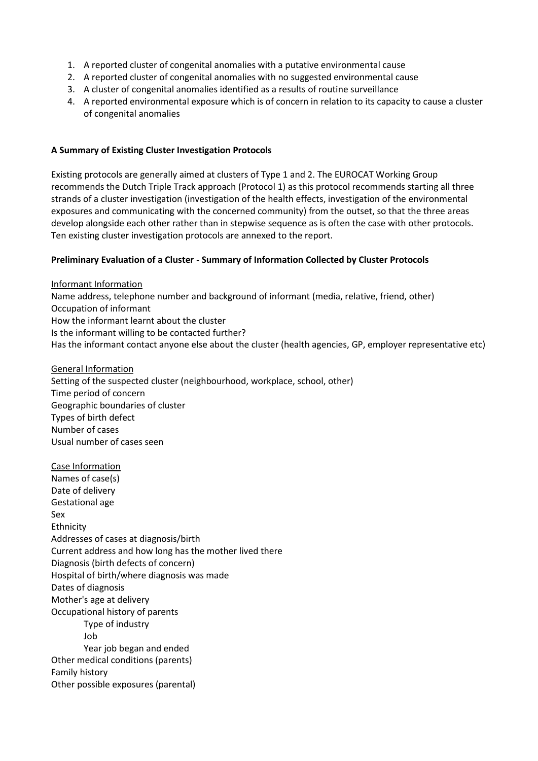1. A reported cluster of congenital anomalies with a putative environmental cause
2. A reported cluster of congenital anomalies with no suggested environmental cause
3. A cluster of congenital anomalies identified as a results of routine surveillance
4. A reported environmental exposure which is of concern in relation to its capacity to cause a cluster of congenital anomalies

**A Summary of Existing Cluster Investigation Protocols**

Existing protocols are generally aimed at clusters of Type 1 and 2. The EUROCAT Working Group recommends the Dutch Triple Track approach (Protocol 1) as this protocol recommends starting all three strands of a cluster investigation (investigation of the health effects, investigation of the environmental exposures and communicating with the concerned community) from the outset, so that the three areas develop alongside each other rather than in stepwise sequence as is often the case with other protocols. Ten existing cluster investigation protocols are annexed to the report.

**Preliminary Evaluation of a Cluster - Summary of Information Collected by Cluster Protocols**

<u>Informant Information</u>
Name address, telephone number and background of informant (media, relative, friend, other)
Occupation of informant
How the informant learnt about the cluster
Is the informant willing to be contacted further?
Has the informant contact anyone else about the cluster (health agencies, GP, employer representative etc)

<u>General Information</u>
Setting of the suspected cluster (neighbourhood, workplace, school, other)
Time period of concern
Geographic boundaries of cluster
Types of birth defect
Number of cases
Usual number of cases seen

<u>Case Information</u>
Names of case(s)
Date of delivery
Gestational age
Sex
Ethnicity
Addresses of cases at diagnosis/birth
Current address and how long has the mother lived there
Diagnosis (birth defects of concern)
Hospital of birth/where diagnosis was made
Dates of diagnosis
Mother's age at delivery
Occupational history of parents
- Type of industry
- Job
- Year job began and ended

Other medical conditions (parents)
Family history
Other possible exposures (parental)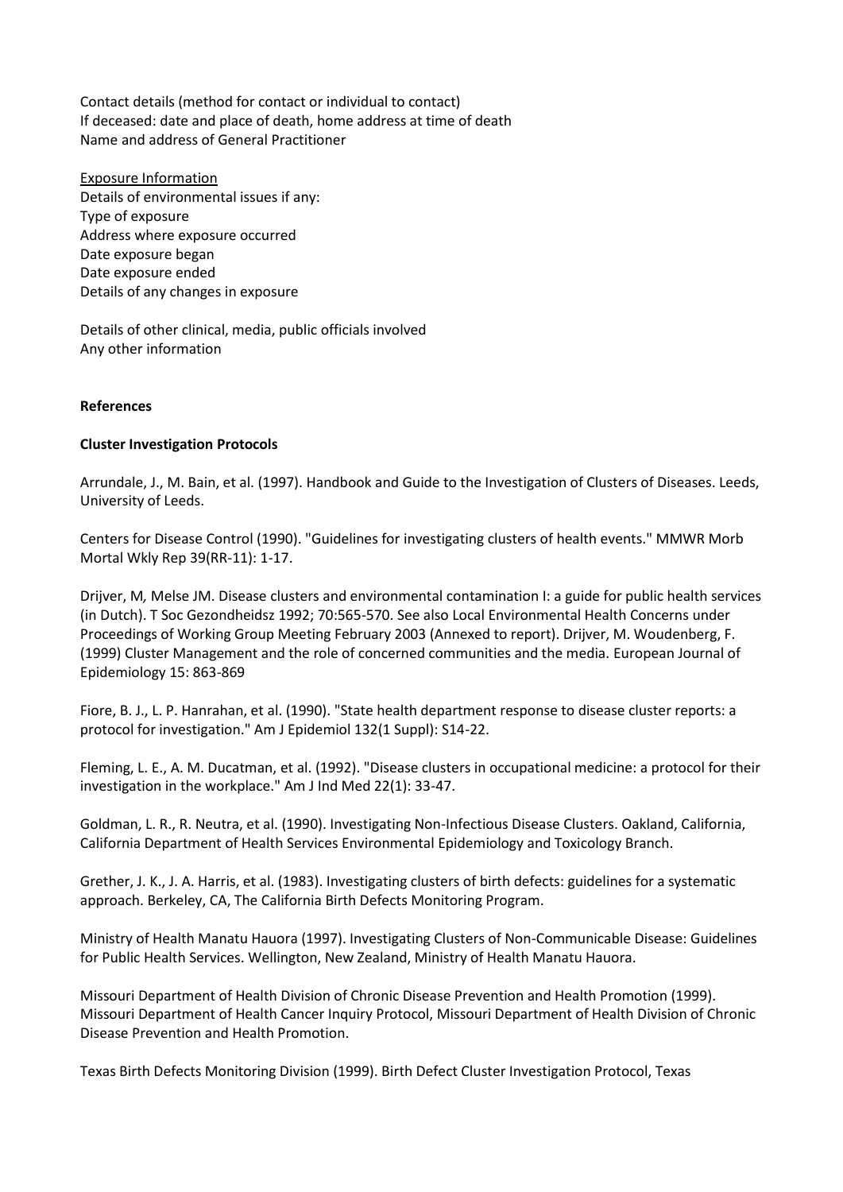Contact details (method for contact or individual to contact)
If deceased: date and place of death, home address at time of death
Name and address of General Practitioner

<u>Exposure Information</u>
Details of environmental issues if any:
Type of exposure
Address where exposure occurred
Date exposure began
Date exposure ended
Details of any changes in exposure

Details of other clinical, media, public officials involved
Any other information

**References**

**Cluster Investigation Protocols**

Arrundale, J., M. Bain, et al. (1997). Handbook and Guide to the Investigation of Clusters of Diseases. Leeds, University of Leeds.

Centers for Disease Control (1990). "Guidelines for investigating clusters of health events." MMWR Morb Mortal Wkly Rep 39(RR-11): 1-17.

Drijver, M*,* Melse JM. Disease clusters and environmental contamination I: a guide for public health services (in Dutch). T Soc Gezondheidsz 1992; 70:565-570. See also Local Environmental Health Concerns under Proceedings of Working Group Meeting February 2003 (Annexed to report). Drijver, M. Woudenberg, F. (1999) Cluster Management and the role of concerned communities and the media. European Journal of Epidemiology 15: 863-869

Fiore, B. J., L. P. Hanrahan, et al. (1990). "State health department response to disease cluster reports: a protocol for investigation." Am J Epidemiol 132(1 Suppl): S14-22.

Fleming, L. E., A. M. Ducatman, et al. (1992). "Disease clusters in occupational medicine: a protocol for their investigation in the workplace." Am J Ind Med 22(1): 33-47.

Goldman, L. R., R. Neutra, et al. (1990). Investigating Non-Infectious Disease Clusters. Oakland, California, California Department of Health Services Environmental Epidemiology and Toxicology Branch.

Grether, J. K., J. A. Harris, et al. (1983). Investigating clusters of birth defects: guidelines for a systematic approach. Berkeley, CA, The California Birth Defects Monitoring Program.

Ministry of Health Manatu Hauora (1997). Investigating Clusters of Non-Communicable Disease: Guidelines for Public Health Services. Wellington, New Zealand, Ministry of Health Manatu Hauora.

Missouri Department of Health Division of Chronic Disease Prevention and Health Promotion (1999). Missouri Department of Health Cancer Inquiry Protocol, Missouri Department of Health Division of Chronic Disease Prevention and Health Promotion.

Texas Birth Defects Monitoring Division (1999). Birth Defect Cluster Investigation Protocol, Texas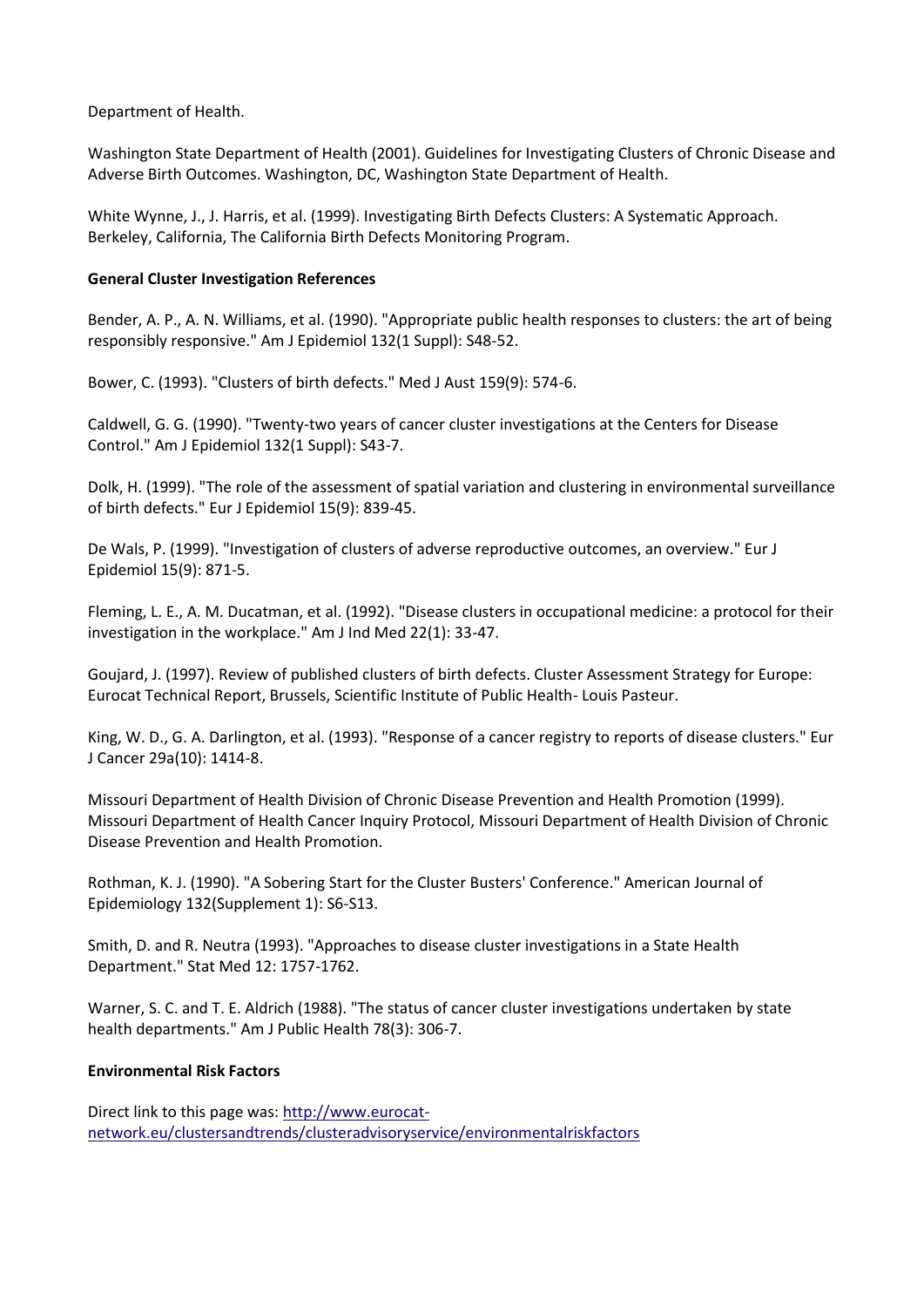Department of Health.

Washington State Department of Health (2001). Guidelines for Investigating Clusters of Chronic Disease and Adverse Birth Outcomes. Washington, DC, Washington State Department of Health.

White Wynne, J., J. Harris, et al. (1999). Investigating Birth Defects Clusters: A Systematic Approach. Berkeley, California, The California Birth Defects Monitoring Program.

**General Cluster Investigation References**

Bender, A. P., A. N. Williams, et al. (1990). "Appropriate public health responses to clusters: the art of being responsibly responsive." Am J Epidemiol 132(1 Suppl): S48-52.

Bower, C. (1993). "Clusters of birth defects." Med J Aust 159(9): 574-6.

Caldwell, G. G. (1990). "Twenty-two years of cancer cluster investigations at the Centers for Disease Control." Am J Epidemiol 132(1 Suppl): S43-7.

Dolk, H. (1999). "The role of the assessment of spatial variation and clustering in environmental surveillance of birth defects." Eur J Epidemiol 15(9): 839-45.

De Wals, P. (1999). "Investigation of clusters of adverse reproductive outcomes, an overview." Eur J Epidemiol 15(9): 871-5.

Fleming, L. E., A. M. Ducatman, et al. (1992). "Disease clusters in occupational medicine: a protocol for their investigation in the workplace." Am J Ind Med 22(1): 33-47.

Goujard, J. (1997). Review of published clusters of birth defects. Cluster Assessment Strategy for Europe: Eurocat Technical Report, Brussels, Scientific Institute of Public Health- Louis Pasteur.

King, W. D., G. A. Darlington, et al. (1993). "Response of a cancer registry to reports of disease clusters." Eur J Cancer 29a(10): 1414-8.

Missouri Department of Health Division of Chronic Disease Prevention and Health Promotion (1999). Missouri Department of Health Cancer Inquiry Protocol, Missouri Department of Health Division of Chronic Disease Prevention and Health Promotion.

Rothman, K. J. (1990). "A Sobering Start for the Cluster Busters' Conference." American Journal of Epidemiology 132(Supplement 1): S6-S13.

Smith, D. and R. Neutra (1993). "Approaches to disease cluster investigations in a State Health Department." Stat Med 12: 1757-1762.

Warner, S. C. and T. E. Aldrich (1988). "The status of cancer cluster investigations undertaken by state health departments." Am J Public Health 78(3): 306-7.

**Environmental Risk Factors**

Direct link to this page was: [http://www.eurocat-network.eu/clustersandtrends/clusteradvisoryservice/environmentalriskfactors](http://www.eurocat-network.eu/clustersandtrends/clusteradvisoryservice/environmentalriskfactors)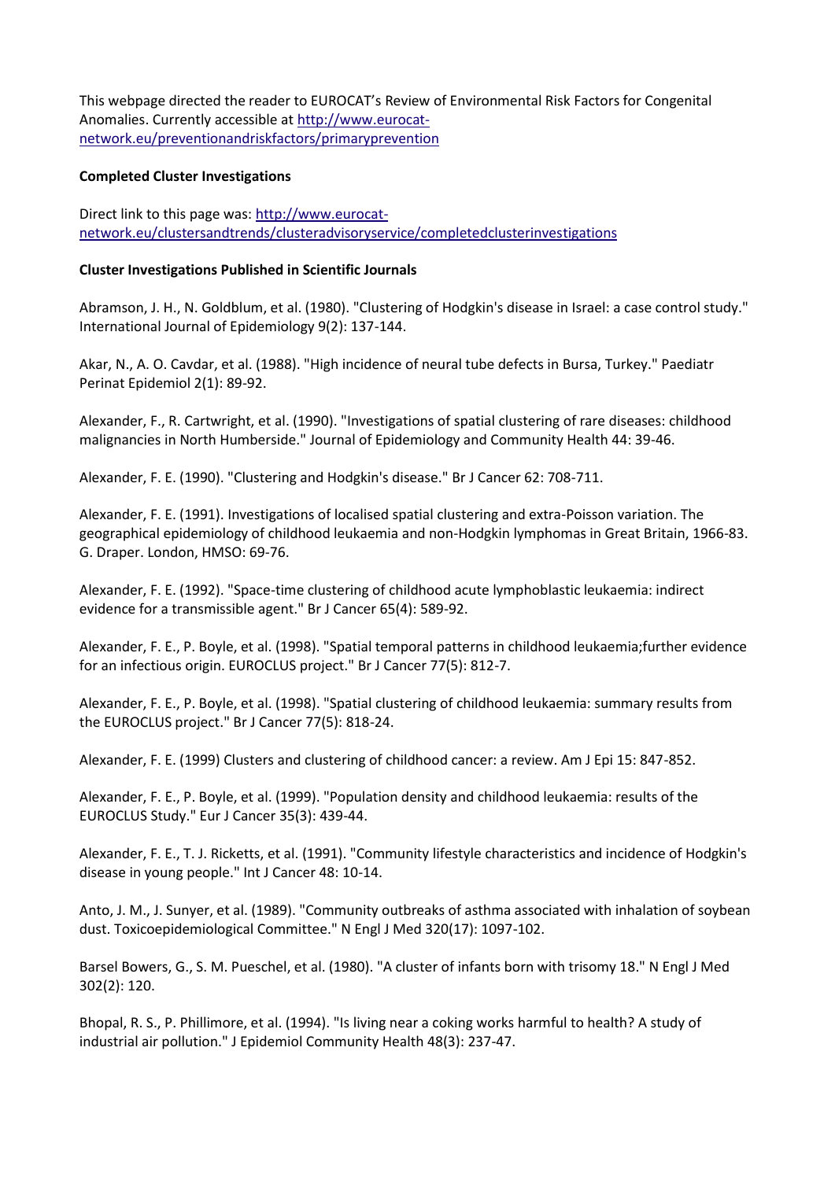This webpage directed the reader to EUROCAT's Review of Environmental Risk Factors for Congenital Anomalies. Currently accessible at [http://www.eurocat-network.eu/preventionandriskfactors/primaryprevention](http://www.eurocat-network.eu/preventionandriskfactors/primaryprevention)

**Completed Cluster Investigations**

Direct link to this page was: [http://www.eurocat-network.eu/clustersandtrends/clusteradvisoryservice/completedclusterinvestigations](http://www.eurocat-network.eu/clustersandtrends/clusteradvisoryservice/completedclusterinvestigations)

**Cluster Investigations Published in Scientific Journals**

Abramson, J. H., N. Goldblum, et al. (1980). "Clustering of Hodgkin's disease in Israel: a case control study." International Journal of Epidemiology 9(2): 137-144.

Akar, N., A. O. Cavdar, et al. (1988). "High incidence of neural tube defects in Bursa, Turkey." Paediatr Perinat Epidemiol 2(1): 89-92.

Alexander, F., R. Cartwright, et al. (1990). "Investigations of spatial clustering of rare diseases: childhood malignancies in North Humberside." Journal of Epidemiology and Community Health 44: 39-46.

Alexander, F. E. (1990). "Clustering and Hodgkin's disease." Br J Cancer 62: 708-711.

Alexander, F. E. (1991). Investigations of localised spatial clustering and extra-Poisson variation. The geographical epidemiology of childhood leukaemia and non-Hodgkin lymphomas in Great Britain, 1966-83. G. Draper. London, HMSO: 69-76.

Alexander, F. E. (1992). "Space-time clustering of childhood acute lymphoblastic leukaemia: indirect evidence for a transmissible agent." Br J Cancer 65(4): 589-92.

Alexander, F. E., P. Boyle, et al. (1998). "Spatial temporal patterns in childhood leukaemia;further evidence for an infectious origin. EUROCLUS project." Br J Cancer 77(5): 812-7.

Alexander, F. E., P. Boyle, et al. (1998). "Spatial clustering of childhood leukaemia: summary results from the EUROCLUS project." Br J Cancer 77(5): 818-24.

Alexander, F. E. (1999) Clusters and clustering of childhood cancer: a review. Am J Epi 15: 847-852.

Alexander, F. E., P. Boyle, et al. (1999). "Population density and childhood leukaemia: results of the EUROCLUS Study." Eur J Cancer 35(3): 439-44.

Alexander, F. E., T. J. Ricketts, et al. (1991). "Community lifestyle characteristics and incidence of Hodgkin's disease in young people." Int J Cancer 48: 10-14.

Anto, J. M., J. Sunyer, et al. (1989). "Community outbreaks of asthma associated with inhalation of soybean dust. Toxicoepidemiological Committee." N Engl J Med 320(17): 1097-102.

Barsel Bowers, G., S. M. Pueschel, et al. (1980). "A cluster of infants born with trisomy 18." N Engl J Med 302(2): 120.

Bhopal, R. S., P. Phillimore, et al. (1994). "Is living near a coking works harmful to health? A study of industrial air pollution." J Epidemiol Community Health 48(3): 237-47.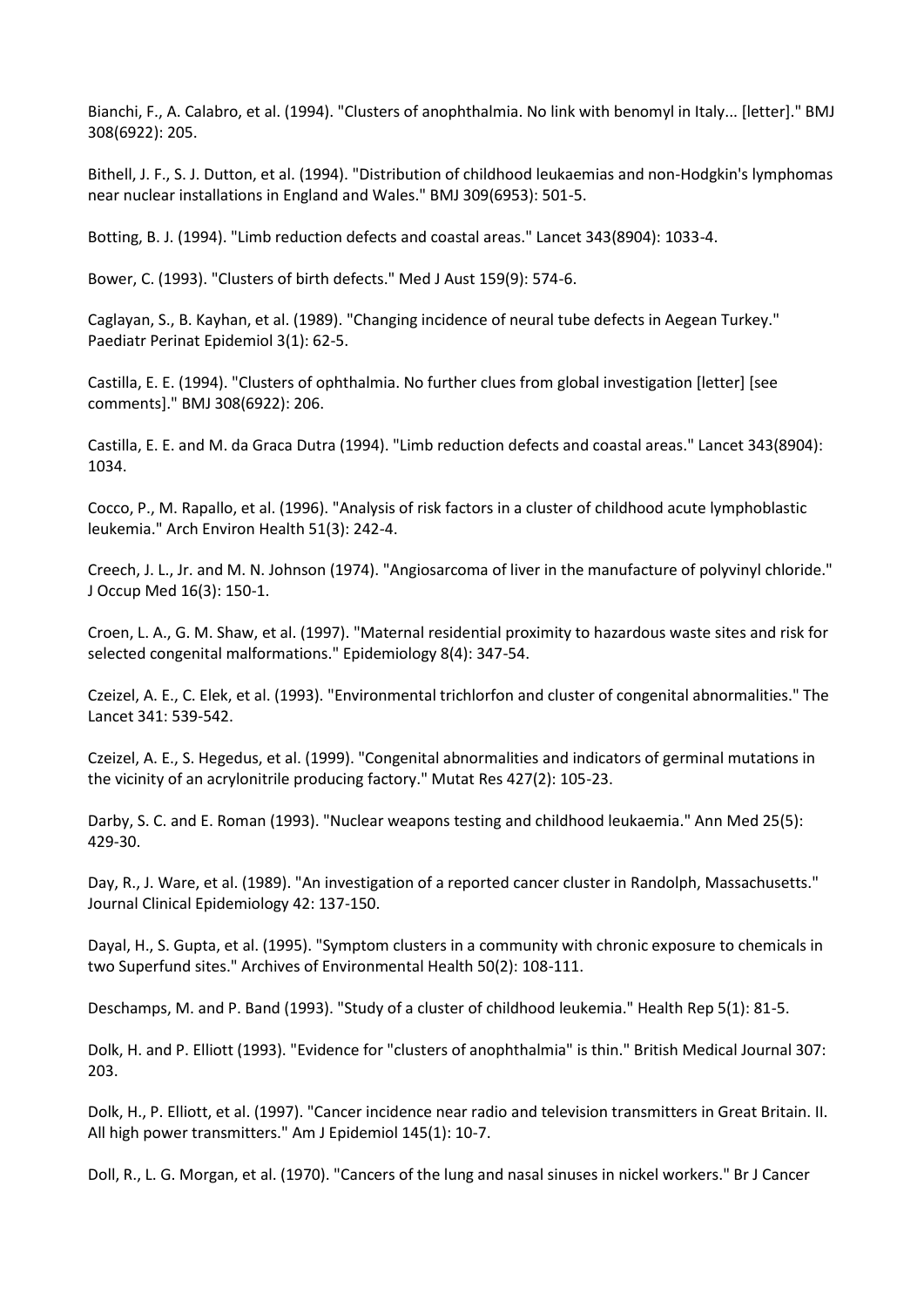Bianchi, F., A. Calabro, et al. (1994). "Clusters of anophthalmia. No link with benomyl in Italy... [letter]." BMJ 308(6922): 205.

Bithell, J. F., S. J. Dutton, et al. (1994). "Distribution of childhood leukaemias and non-Hodgkin's lymphomas near nuclear installations in England and Wales." BMJ 309(6953): 501-5.

Botting, B. J. (1994). "Limb reduction defects and coastal areas." Lancet 343(8904): 1033-4.

Bower, C. (1993). "Clusters of birth defects." Med J Aust 159(9): 574-6.

Caglayan, S., B. Kayhan, et al. (1989). "Changing incidence of neural tube defects in Aegean Turkey." Paediatr Perinat Epidemiol 3(1): 62-5.

Castilla, E. E. (1994). "Clusters of ophthalmia. No further clues from global investigation [letter] [see comments]." BMJ 308(6922): 206.

Castilla, E. E. and M. da Graca Dutra (1994). "Limb reduction defects and coastal areas." Lancet 343(8904): 1034.

Cocco, P., M. Rapallo, et al. (1996). "Analysis of risk factors in a cluster of childhood acute lymphoblastic leukemia." Arch Environ Health 51(3): 242-4.

Creech, J. L., Jr. and M. N. Johnson (1974). "Angiosarcoma of liver in the manufacture of polyvinyl chloride." J Occup Med 16(3): 150-1.

Croen, L. A., G. M. Shaw, et al. (1997). "Maternal residential proximity to hazardous waste sites and risk for selected congenital malformations." Epidemiology 8(4): 347-54.

Czeizel, A. E., C. Elek, et al. (1993). "Environmental trichlorfon and cluster of congenital abnormalities." The Lancet 341: 539-542.

Czeizel, A. E., S. Hegedus, et al. (1999). "Congenital abnormalities and indicators of germinal mutations in the vicinity of an acrylonitrile producing factory." Mutat Res 427(2): 105-23.

Darby, S. C. and E. Roman (1993). "Nuclear weapons testing and childhood leukaemia." Ann Med 25(5): 429-30.

Day, R., J. Ware, et al. (1989). "An investigation of a reported cancer cluster in Randolph, Massachusetts." Journal Clinical Epidemiology 42: 137-150.

Dayal, H., S. Gupta, et al. (1995). "Symptom clusters in a community with chronic exposure to chemicals in two Superfund sites." Archives of Environmental Health 50(2): 108-111.

Deschamps, M. and P. Band (1993). "Study of a cluster of childhood leukemia." Health Rep 5(1): 81-5.

Dolk, H. and P. Elliott (1993). "Evidence for "clusters of anophthalmia" is thin." British Medical Journal 307: 203.

Dolk, H., P. Elliott, et al. (1997). "Cancer incidence near radio and television transmitters in Great Britain. II. All high power transmitters." Am J Epidemiol 145(1): 10-7.

Doll, R., L. G. Morgan, et al. (1970). "Cancers of the lung and nasal sinuses in nickel workers." Br J Cancer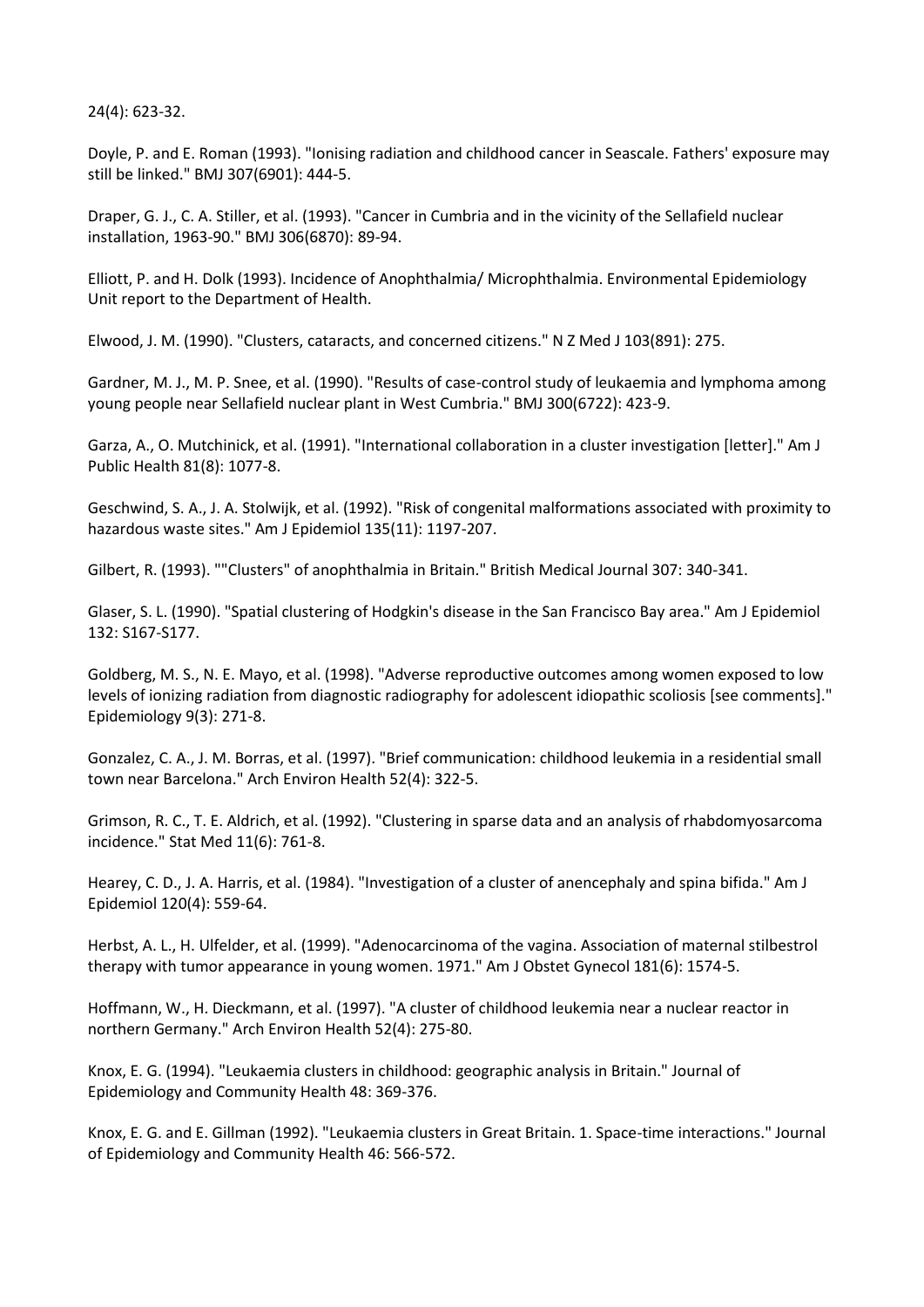24(4): 623-32.

Doyle, P. and E. Roman (1993). "Ionising radiation and childhood cancer in Seascale. Fathers' exposure may still be linked." BMJ 307(6901): 444-5.

Draper, G. J., C. A. Stiller, et al. (1993). "Cancer in Cumbria and in the vicinity of the Sellafield nuclear installation, 1963-90." BMJ 306(6870): 89-94.

Elliott, P. and H. Dolk (1993). Incidence of Anophthalmia/ Microphthalmia. Environmental Epidemiology Unit report to the Department of Health.

Elwood, J. M. (1990). "Clusters, cataracts, and concerned citizens." N Z Med J 103(891): 275.

Gardner, M. J., M. P. Snee, et al. (1990). "Results of case-control study of leukaemia and lymphoma among young people near Sellafield nuclear plant in West Cumbria." BMJ 300(6722): 423-9.

Garza, A., O. Mutchinick, et al. (1991). "International collaboration in a cluster investigation [letter]." Am J Public Health 81(8): 1077-8.

Geschwind, S. A., J. A. Stolwijk, et al. (1992). "Risk of congenital malformations associated with proximity to hazardous waste sites." Am J Epidemiol 135(11): 1197-207.

Gilbert, R. (1993). ""Clusters" of anophthalmia in Britain." British Medical Journal 307: 340-341.

Glaser, S. L. (1990). "Spatial clustering of Hodgkin's disease in the San Francisco Bay area." Am J Epidemiol 132: S167-S177.

Goldberg, M. S., N. E. Mayo, et al. (1998). "Adverse reproductive outcomes among women exposed to low levels of ionizing radiation from diagnostic radiography for adolescent idiopathic scoliosis [see comments]." Epidemiology 9(3): 271-8.

Gonzalez, C. A., J. M. Borras, et al. (1997). "Brief communication: childhood leukemia in a residential small town near Barcelona." Arch Environ Health 52(4): 322-5.

Grimson, R. C., T. E. Aldrich, et al. (1992). "Clustering in sparse data and an analysis of rhabdomyosarcoma incidence." Stat Med 11(6): 761-8.

Hearey, C. D., J. A. Harris, et al. (1984). "Investigation of a cluster of anencephaly and spina bifida." Am J Epidemiol 120(4): 559-64.

Herbst, A. L., H. Ulfelder, et al. (1999). "Adenocarcinoma of the vagina. Association of maternal stilbestrol therapy with tumor appearance in young women. 1971." Am J Obstet Gynecol 181(6): 1574-5.

Hoffmann, W., H. Dieckmann, et al. (1997). "A cluster of childhood leukemia near a nuclear reactor in northern Germany." Arch Environ Health 52(4): 275-80.

Knox, E. G. (1994). "Leukaemia clusters in childhood: geographic analysis in Britain." Journal of Epidemiology and Community Health 48: 369-376.

Knox, E. G. and E. Gillman (1992). "Leukaemia clusters in Great Britain. 1. Space-time interactions." Journal of Epidemiology and Community Health 46: 566-572.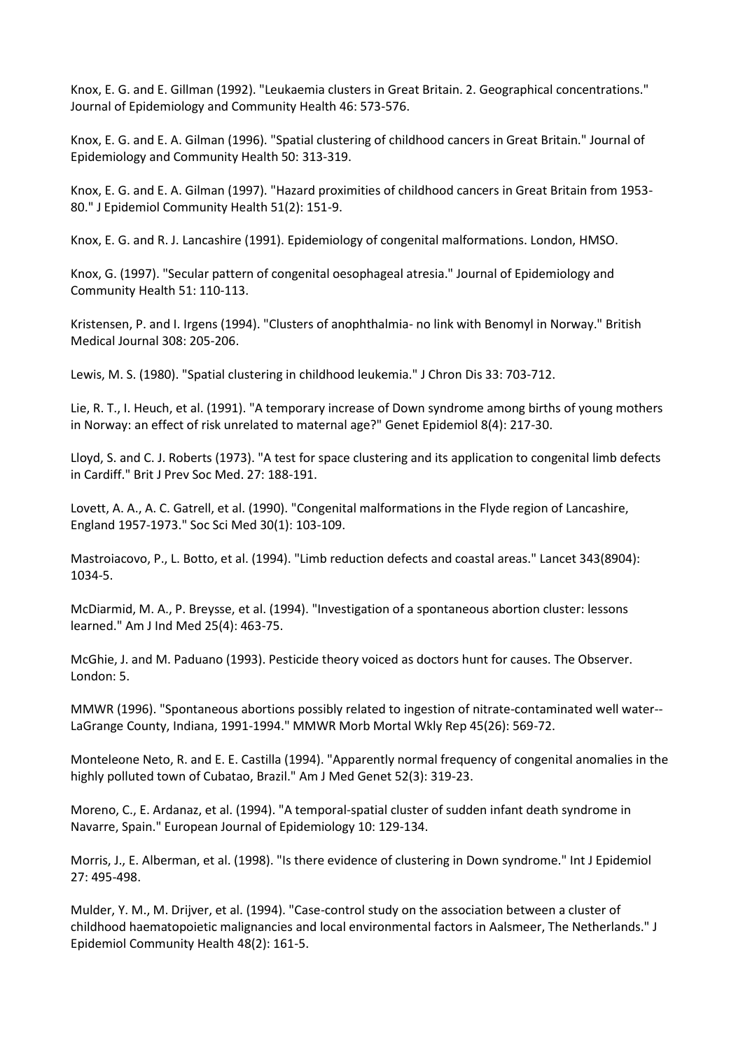Knox, E. G. and E. Gillman (1992). "Leukaemia clusters in Great Britain. 2. Geographical concentrations." Journal of Epidemiology and Community Health 46: 573-576.

Knox, E. G. and E. A. Gilman (1996). "Spatial clustering of childhood cancers in Great Britain." Journal of Epidemiology and Community Health 50: 313-319.

Knox, E. G. and E. A. Gilman (1997). "Hazard proximities of childhood cancers in Great Britain from 1953-80." J Epidemiol Community Health 51(2): 151-9.

Knox, E. G. and R. J. Lancashire (1991). Epidemiology of congenital malformations. London, HMSO.

Knox, G. (1997). "Secular pattern of congenital oesophageal atresia." Journal of Epidemiology and Community Health 51: 110-113.

Kristensen, P. and I. Irgens (1994). "Clusters of anophthalmia- no link with Benomyl in Norway." British Medical Journal 308: 205-206.

Lewis, M. S. (1980). "Spatial clustering in childhood leukemia." J Chron Dis 33: 703-712.

Lie, R. T., I. Heuch, et al. (1991). "A temporary increase of Down syndrome among births of young mothers in Norway: an effect of risk unrelated to maternal age?" Genet Epidemiol 8(4): 217-30.

Lloyd, S. and C. J. Roberts (1973). "A test for space clustering and its application to congenital limb defects in Cardiff." Brit J Prev Soc Med. 27: 188-191.

Lovett, A. A., A. C. Gatrell, et al. (1990). "Congenital malformations in the Flyde region of Lancashire, England 1957-1973." Soc Sci Med 30(1): 103-109.

Mastroiacovo, P., L. Botto, et al. (1994). "Limb reduction defects and coastal areas." Lancet 343(8904): 1034-5.

McDiarmid, M. A., P. Breysse, et al. (1994). "Investigation of a spontaneous abortion cluster: lessons learned." Am J Ind Med 25(4): 463-75.

McGhie, J. and M. Paduano (1993). Pesticide theory voiced as doctors hunt for causes. The Observer. London: 5.

MMWR (1996). "Spontaneous abortions possibly related to ingestion of nitrate-contaminated well water--LaGrange County, Indiana, 1991-1994." MMWR Morb Mortal Wkly Rep 45(26): 569-72.

Monteleone Neto, R. and E. E. Castilla (1994). "Apparently normal frequency of congenital anomalies in the highly polluted town of Cubatao, Brazil." Am J Med Genet 52(3): 319-23.

Moreno, C., E. Ardanaz, et al. (1994). "A temporal-spatial cluster of sudden infant death syndrome in Navarre, Spain." European Journal of Epidemiology 10: 129-134.

Morris, J., E. Alberman, et al. (1998). "Is there evidence of clustering in Down syndrome." Int J Epidemiol 27: 495-498.

Mulder, Y. M., M. Drijver, et al. (1994). "Case-control study on the association between a cluster of childhood haematopoietic malignancies and local environmental factors in Aalsmeer, The Netherlands." J Epidemiol Community Health 48(2): 161-5.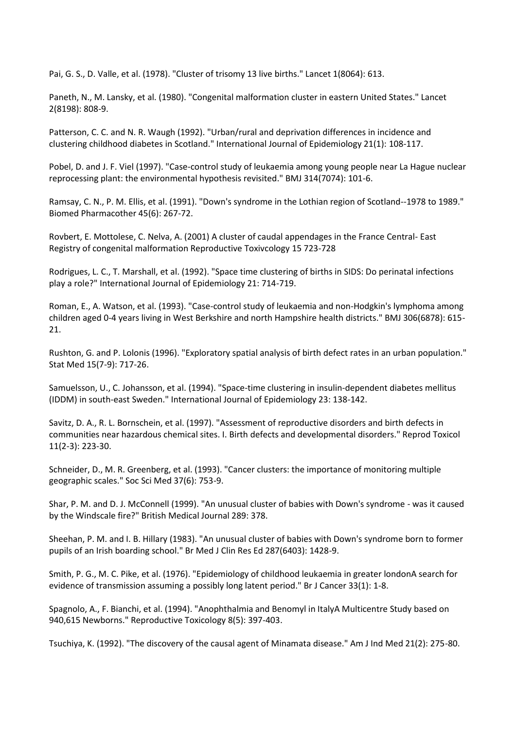Pai, G. S., D. Valle, et al. (1978). "Cluster of trisomy 13 live births." Lancet 1(8064): 613.

Paneth, N., M. Lansky, et al. (1980). "Congenital malformation cluster in eastern United States." Lancet 2(8198): 808-9.

Patterson, C. C. and N. R. Waugh (1992). "Urban/rural and deprivation differences in incidence and clustering childhood diabetes in Scotland." International Journal of Epidemiology 21(1): 108-117.

Pobel, D. and J. F. Viel (1997). "Case-control study of leukaemia among young people near La Hague nuclear reprocessing plant: the environmental hypothesis revisited." BMJ 314(7074): 101-6.

Ramsay, C. N., P. M. Ellis, et al. (1991). "Down's syndrome in the Lothian region of Scotland--1978 to 1989." Biomed Pharmacother 45(6): 267-72.

Rovbert, E. Mottolese, C. Nelva, A. (2001) A cluster of caudal appendages in the France Central- East Registry of congenital malformation Reproductive Toxivcology 15 723-728

Rodrigues, L. C., T. Marshall, et al. (1992). "Space time clustering of births in SIDS: Do perinatal infections play a role?" International Journal of Epidemiology 21: 714-719.

Roman, E., A. Watson, et al. (1993). "Case-control study of leukaemia and non-Hodgkin's lymphoma among children aged 0-4 years living in West Berkshire and north Hampshire health districts." BMJ 306(6878): 615-21.

Rushton, G. and P. Lolonis (1996). "Exploratory spatial analysis of birth defect rates in an urban population." Stat Med 15(7-9): 717-26.

Samuelsson, U., C. Johansson, et al. (1994). "Space-time clustering in insulin-dependent diabetes mellitus (IDDM) in south-east Sweden." International Journal of Epidemiology 23: 138-142.

Savitz, D. A., R. L. Bornschein, et al. (1997). "Assessment of reproductive disorders and birth defects in communities near hazardous chemical sites. I. Birth defects and developmental disorders." Reprod Toxicol 11(2-3): 223-30.

Schneider, D., M. R. Greenberg, et al. (1993). "Cancer clusters: the importance of monitoring multiple geographic scales." Soc Sci Med 37(6): 753-9.

Shar, P. M. and D. J. McConnell (1999). "An unusual cluster of babies with Down's syndrome - was it caused by the Windscale fire?" British Medical Journal 289: 378.

Sheehan, P. M. and I. B. Hillary (1983). "An unusual cluster of babies with Down's syndrome born to former pupils of an Irish boarding school." Br Med J Clin Res Ed 287(6403): 1428-9.

Smith, P. G., M. C. Pike, et al. (1976). "Epidemiology of childhood leukaemia in greater londonA search for evidence of transmission assuming a possibly long latent period." Br J Cancer 33(1): 1-8.

Spagnolo, A., F. Bianchi, et al. (1994). "Anophthalmia and Benomyl in ItalyA Multicentre Study based on 940,615 Newborns." Reproductive Toxicology 8(5): 397-403.

Tsuchiya, K. (1992). "The discovery of the causal agent of Minamata disease." Am J Ind Med 21(2): 275-80.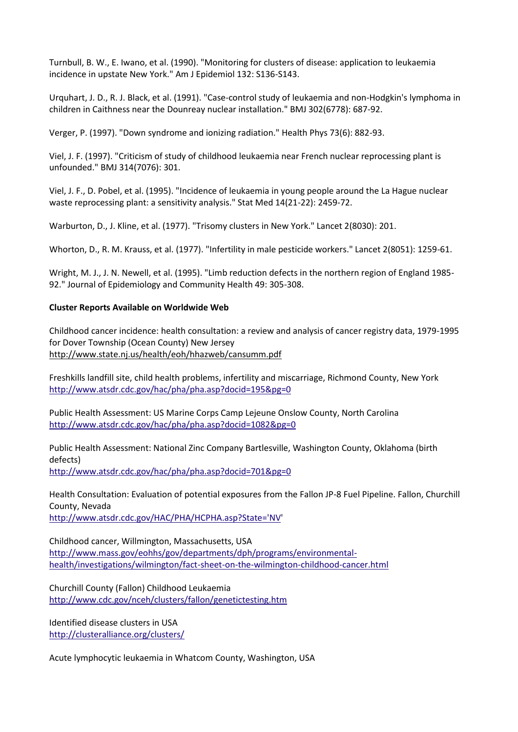Turnbull, B. W., E. Iwano, et al. (1990). "Monitoring for clusters of disease: application to leukaemia incidence in upstate New York." Am J Epidemiol 132: S136-S143.

Urquhart, J. D., R. J. Black, et al. (1991). "Case-control study of leukaemia and non-Hodgkin's lymphoma in children in Caithness near the Dounreay nuclear installation." BMJ 302(6778): 687-92.

Verger, P. (1997). "Down syndrome and ionizing radiation." Health Phys 73(6): 882-93.

Viel, J. F. (1997). "Criticism of study of childhood leukaemia near French nuclear reprocessing plant is unfounded." BMJ 314(7076): 301.

Viel, J. F., D. Pobel, et al. (1995). "Incidence of leukaemia in young people around the La Hague nuclear waste reprocessing plant: a sensitivity analysis." Stat Med 14(21-22): 2459-72.

Warburton, D., J. Kline, et al. (1977). "Trisomy clusters in New York." Lancet 2(8030): 201.

Whorton, D., R. M. Krauss, et al. (1977). "Infertility in male pesticide workers." Lancet 2(8051): 1259-61.

Wright, M. J., J. N. Newell, et al. (1995). "Limb reduction defects in the northern region of England 1985-92." Journal of Epidemiology and Community Health 49: 305-308.

**Cluster Reports Available on Worldwide Web**

Childhood cancer incidence: health consultation: a review and analysis of cancer registry data, 1979-1995 for Dover Township (Ocean County) New Jersey
http://www.state.nj.us/health/eoh/hhazweb/cansumm.pdf

Freshkills landfill site, child health problems, infertility and miscarriage, Richmond County, New York
http://www.atsdr.cdc.gov/hac/pha/pha.asp?docid=195&pg=0

Public Health Assessment: US Marine Corps Camp Lejeune Onslow County, North Carolina
http://www.atsdr.cdc.gov/hac/pha/pha.asp?docid=1082&pg=0

Public Health Assessment: National Zinc Company Bartlesville, Washington County, Oklahoma (birth defects)
http://www.atsdr.cdc.gov/hac/pha/pha.asp?docid=701&pg=0

Health Consultation: Evaluation of potential exposures from the Fallon JP-8 Fuel Pipeline. Fallon, Churchill County, Nevada
http://www.atsdr.cdc.gov/HAC/PHA/HCPHA.asp?State='NV'

Childhood cancer, Willmington, Massachusetts, USA
http://www.mass.gov/eohhs/gov/departments/dph/programs/environmental-health/investigations/wilmington/fact-sheet-on-the-wilmington-childhood-cancer.html

Churchill County (Fallon) Childhood Leukaemia
http://www.cdc.gov/nceh/clusters/fallon/genetictesting.htm

Identified disease clusters in USA
http://clusteralliance.org/clusters/

Acute lymphocytic leukaemia in Whatcom County, Washington, USA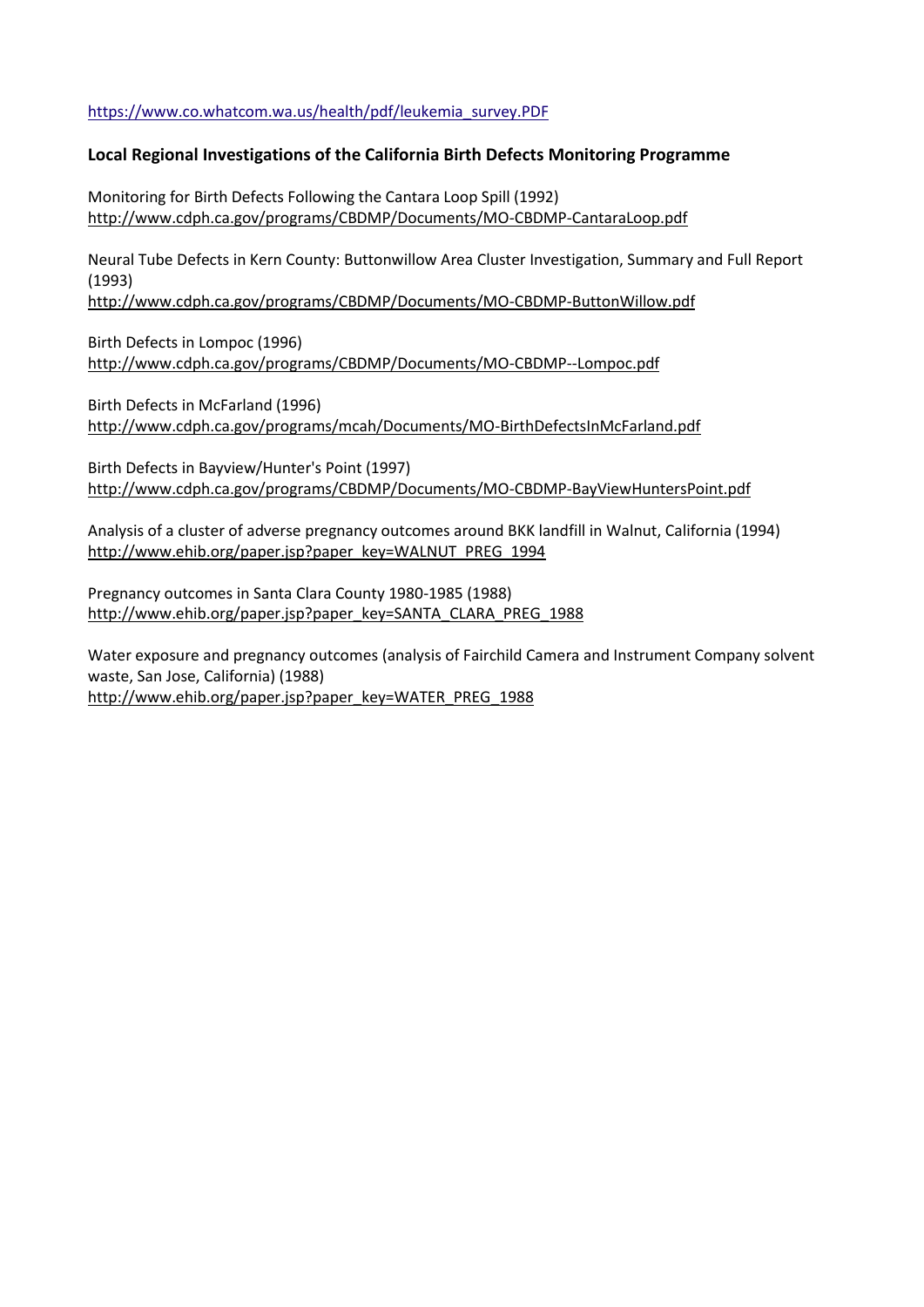https://www.co.whatcom.wa.us/health/pdf/leukemia_survey.PDF

**Local Regional Investigations of the California Birth Defects Monitoring Programme**

Monitoring for Birth Defects Following the Cantara Loop Spill (1992)
http://www.cdph.ca.gov/programs/CBDMP/Documents/MO-CBDMP-CantaraLoop.pdf

Neural Tube Defects in Kern County: Buttonwillow Area Cluster Investigation, Summary and Full Report (1993)
http://www.cdph.ca.gov/programs/CBDMP/Documents/MO-CBDMP-ButtonWillow.pdf

Birth Defects in Lompoc (1996)
http://www.cdph.ca.gov/programs/CBDMP/Documents/MO-CBDMP--Lompoc.pdf

Birth Defects in McFarland (1996)
http://www.cdph.ca.gov/programs/mcah/Documents/MO-BirthDefectsInMcFarland.pdf

Birth Defects in Bayview/Hunter's Point (1997)
http://www.cdph.ca.gov/programs/CBDMP/Documents/MO-CBDMP-BayViewHuntersPoint.pdf

Analysis of a cluster of adverse pregnancy outcomes around BKK landfill in Walnut, California (1994)
http://www.ehib.org/paper.jsp?paper_key=WALNUT_PREG_1994

Pregnancy outcomes in Santa Clara County 1980-1985 (1988)
http://www.ehib.org/paper.jsp?paper_key=SANTA_CLARA_PREG_1988

Water exposure and pregnancy outcomes (analysis of Fairchild Camera and Instrument Company solvent waste, San Jose, California) (1988)
http://www.ehib.org/paper.jsp?paper_key=WATER_PREG_1988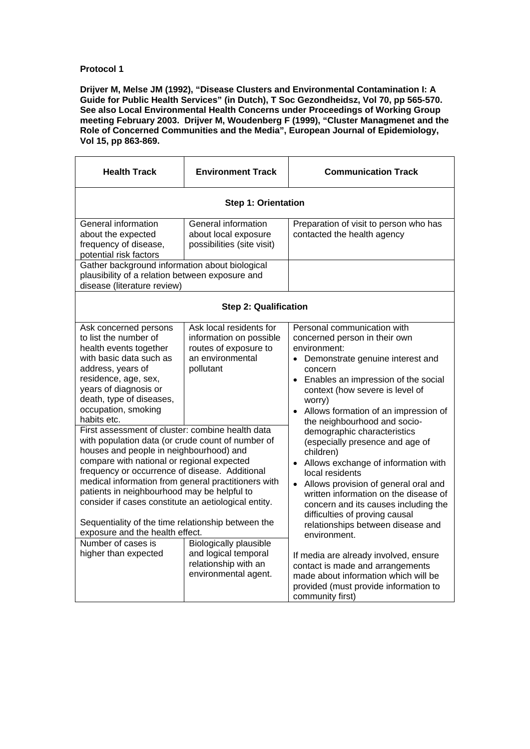**Protocol 1**

**Drijver M, Melse JM (1992), "Disease Clusters and Environmental Contamination I: A Guide for Public Health Services" (in Dutch), T Soc Gezondheidsz, Vol 70, pp 565-570. See also Local Environmental Health Concerns under Proceedings of Working Group meeting February 2003. Drijver M, Woudenberg F (1999), "Cluster Managmenet and the Role of Concerned Communities and the Media", European Journal of Epidemiology, Vol 15, pp 863-869.**

| Health Track | Environment Track | Communication Track |
|---|---|---|
| **Step 1: Orientation** | | |
| General information about the expected frequency of disease, potential risk factors | General information about local exposure possibilities (site visit) | Preparation of visit to person who has contacted the health agency |
| Gather background information about biological plausibility of a relation between exposure and disease (literature review) | | |
| **Step 2: Qualification** | | |
| Ask concerned persons to list the number of health events together with basic data such as address, years of residence, age, sex, years of diagnosis or death, type of diseases, occupation, smoking habits etc. | Ask local residents for information on possible routes of exposure to an environmental pollutant | Personal communication with concerned person in their own environment: <br>• Demonstrate genuine interest and concern <br>• Enables an impression of the social context (how severe is level of worry) <br>• Allows formation of an impression of the neighbourhood and socio-demographic characteristics (especially presence and age of children) <br>• Allows exchange of information with local residents <br>• Allows provision of general oral and written information on the disease of concern and its causes including the difficulties of proving causal relationships between disease and environment. <br><br>If media are already involved, ensure contact is made and arrangements made about information which will be provided (must provide information to community first) |
| First assessment of cluster: combine health data with population data (or crude count of number of houses and people in neighbourhood) and compare with national or regional expected frequency or occurrence of disease. Additional medical information from general practitioners with patients in neighbourhood may be helpful to consider if cases constitute an aetiological entity. <br><br>Sequentiality of the time relationship between the exposure and the health effect. | | |
| Number of cases is higher than expected | Biologically plausible and logical temporal relationship with an environmental agent. | |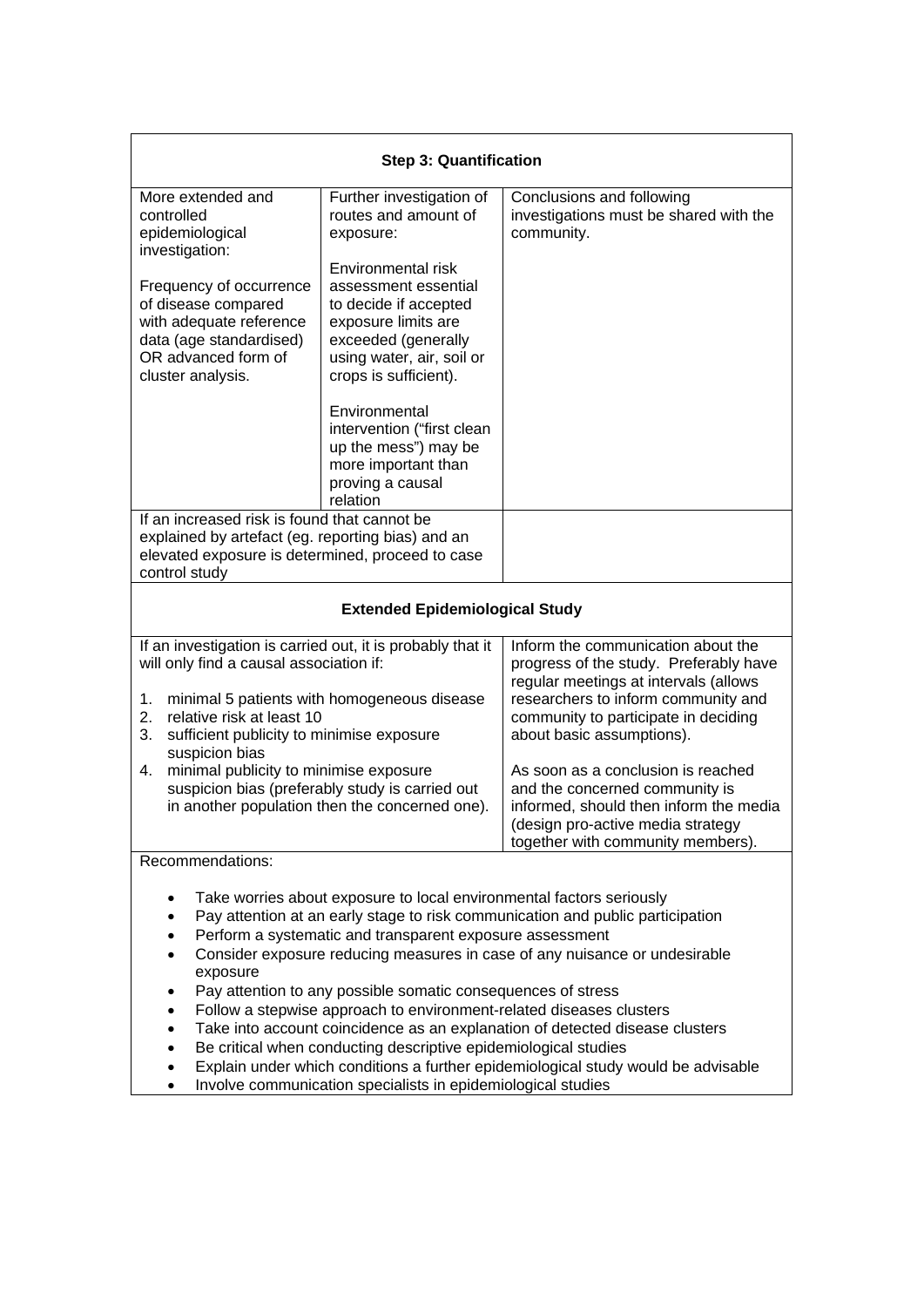| **Step 3: Quantification** | | |
|---|---|---|
| More extended and controlled epidemiological investigation:<br><br>Frequency of occurrence of disease compared with adequate reference data (age standardised) OR advanced form of cluster analysis. | Further investigation of routes and amount of exposure:<br><br>Environmental risk assessment essential to decide if accepted exposure limits are exceeded (generally using water, air, soil or crops is sufficient).<br><br>Environmental intervention ("first clean up the mess") may be more important than proving a causal relation | Conclusions and following investigations must be shared with the community. |
| If an increased risk is found that cannot be explained by artefact (eg. reporting bias) and an elevated exposure is determined, proceed to case control study | | |
| **Extended Epidemiological Study** | | |
| If an investigation is carried out, it is probably that it will only find a causal association if:<br><br>1. minimal 5 patients with homogeneous disease<br>2. relative risk at least 10<br>3. sufficient publicity to minimise exposure suspicion bias<br>4. minimal publicity to minimise exposure suspicion bias (preferably study is carried out in another population then the concerned one). | | Inform the communication about the progress of the study. Preferably have regular meetings at intervals (allows researchers to inform community and community to participate in deciding about basic assumptions).<br><br>As soon as a conclusion is reached and the concerned community is informed, should then inform the media (design pro-active media strategy together with community members). |

Recommendations:

- Take worries about exposure to local environmental factors seriously
- Pay attention at an early stage to risk communication and public participation
- Perform a systematic and transparent exposure assessment
- Consider exposure reducing measures in case of any nuisance or undesirable exposure
- Pay attention to any possible somatic consequences of stress
- Follow a stepwise approach to environment-related diseases clusters
- Take into account coincidence as an explanation of detected disease clusters
- Be critical when conducting descriptive epidemiological studies
- Explain under which conditions a further epidemiological study would be advisable
- Involve communication specialists in epidemiological studies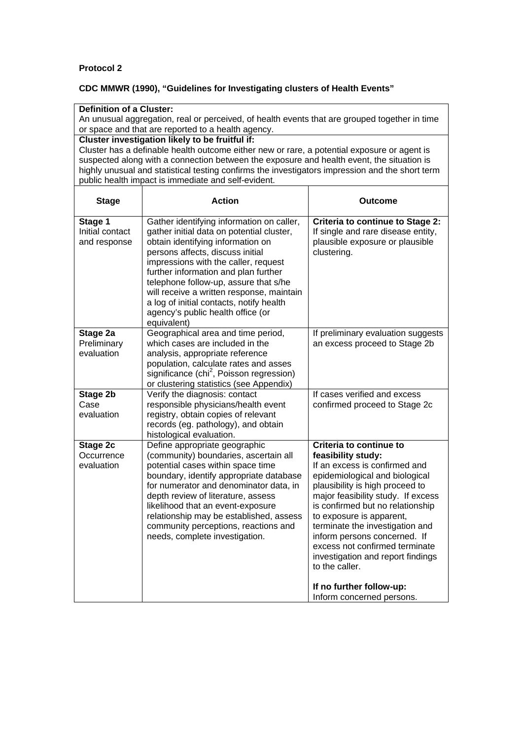**Protocol 2**

**CDC MMWR (1990), "Guidelines for Investigating clusters of Health Events"**

| **Definition of a Cluster:**<br>An unusual aggregation, real or perceived, of health events that are grouped together in time or space and that are reported to a health agency.<br>**Cluster investigation likely to be fruitful if:**<br>Cluster has a definable health outcome either new or rare, a potential exposure or agent is suspected along with a connection between the exposure and health event, the situation is highly unusual and statistical testing confirms the investigators impression and the short term public health impact is immediate and self-evident. | | |
|---|---|---|
| **Stage** | **Action** | **Outcome** |
| **Stage 1**<br>Initial contact and response | Gather identifying information on caller, gather initial data on potential cluster, obtain identifying information on persons affects, discuss initial impressions with the caller, request further information and plan further telephone follow-up, assure that s/he will receive a written response, maintain a log of initial contacts, notify health agency's public health office (or equivalent) | **Criteria to continue to Stage 2:**<br>If single and rare disease entity, plausible exposure or plausible clustering. |
| **Stage 2a**<br>Preliminary evaluation | Geographical area and time period, which cases are included in the analysis, appropriate reference population, calculate rates and asses significance ($chi^2$, Poisson regression) or clustering statistics (see Appendix) | If preliminary evaluation suggests an excess proceed to Stage 2b |
| **Stage 2b**<br>Case evaluation | Verify the diagnosis: contact responsible physicians/health event registry, obtain copies of relevant records (eg. pathology), and obtain histological evaluation. | If cases verified and excess confirmed proceed to Stage 2c |
| **Stage 2c**<br>Occurrence evaluation | Define appropriate geographic (community) boundaries, ascertain all potential cases within space time boundary, identify appropriate database for numerator and denominator data, in depth review of literature, assess likelihood that an event-exposure relationship may be established, assess community perceptions, reactions and needs, complete investigation. | **Criteria to continue to feasibility study:**<br>If an excess is confirmed and epidemiological and biological plausibility is high proceed to major feasibility study. If excess is confirmed but no relationship to exposure is apparent, terminate the investigation and inform persons concerned. If excess not confirmed terminate investigation and report findings to the caller.<br><br>**If no further follow-up:**<br>Inform concerned persons. |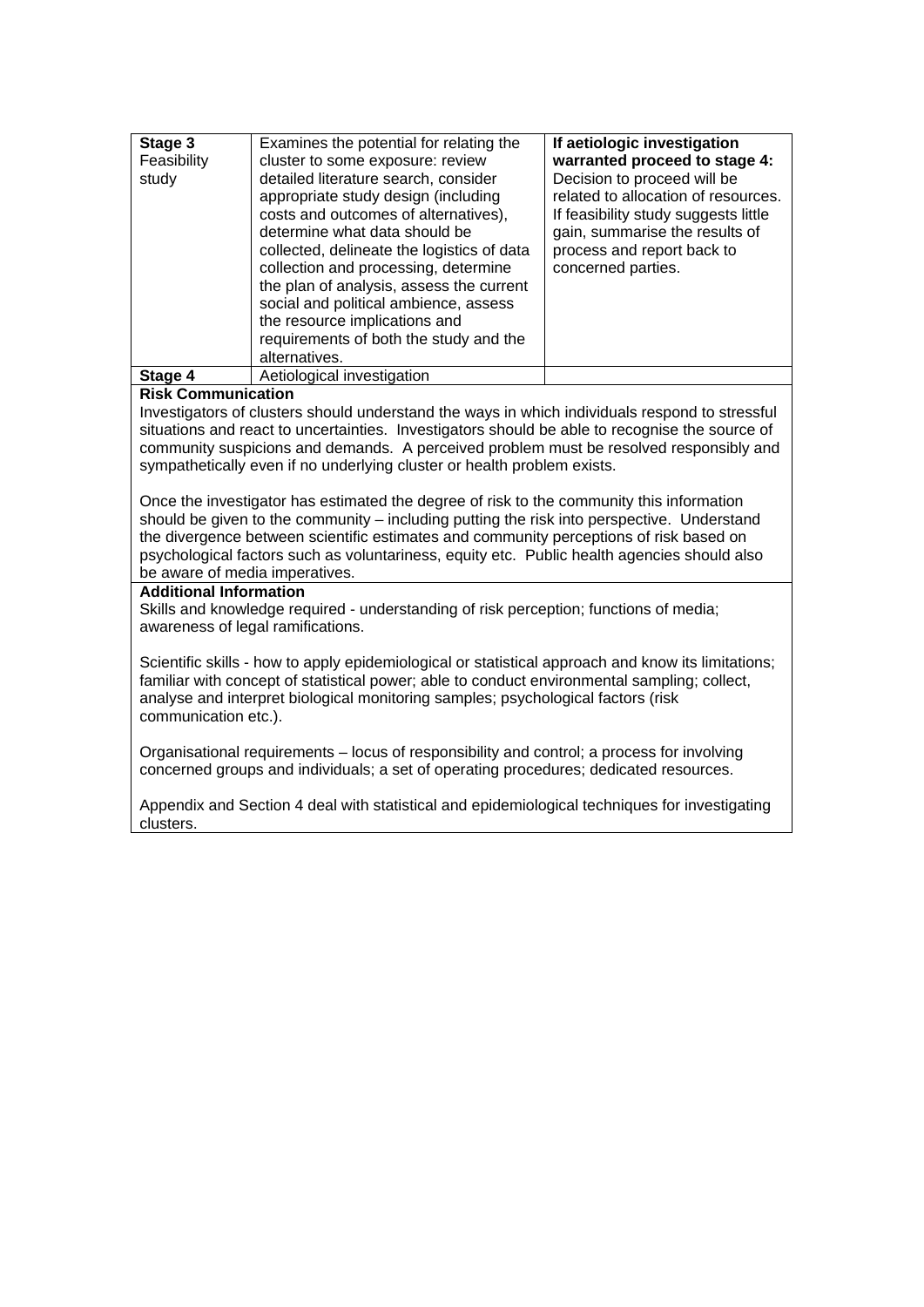| | | |
|---|---|---|
| **Stage 3** Feasibility study | Examines the potential for relating the cluster to some exposure: review detailed literature search, consider appropriate study design (including costs and outcomes of alternatives), determine what data should be collected, delineate the logistics of data collection and processing, determine the plan of analysis, assess the current social and political ambience, assess the resource implications and requirements of both the study and the alternatives. | **If aetiologic investigation warranted proceed to stage 4:** Decision to proceed will be related to allocation of resources. If feasibility study suggests little gain, summarise the results of process and report back to concerned parties. |
| **Stage 4** | Aetiological investigation | |

**Risk Communication**

Investigators of clusters should understand the ways in which individuals respond to stressful situations and react to uncertainties. Investigators should be able to recognise the source of community suspicions and demands. A perceived problem must be resolved responsibly and sympathetically even if no underlying cluster or health problem exists.

Once the investigator has estimated the degree of risk to the community this information should be given to the community – including putting the risk into perspective. Understand the divergence between scientific estimates and community perceptions of risk based on psychological factors such as voluntariness, equity etc. Public health agencies should also be aware of media imperatives.

**Additional Information**

Skills and knowledge required - understanding of risk perception; functions of media; awareness of legal ramifications.

Scientific skills - how to apply epidemiological or statistical approach and know its limitations; familiar with concept of statistical power; able to conduct environmental sampling; collect, analyse and interpret biological monitoring samples; psychological factors (risk communication etc.).

Organisational requirements – locus of responsibility and control; a process for involving concerned groups and individuals; a set of operating procedures; dedicated resources.

Appendix and Section 4 deal with statistical and epidemiological techniques for investigating clusters.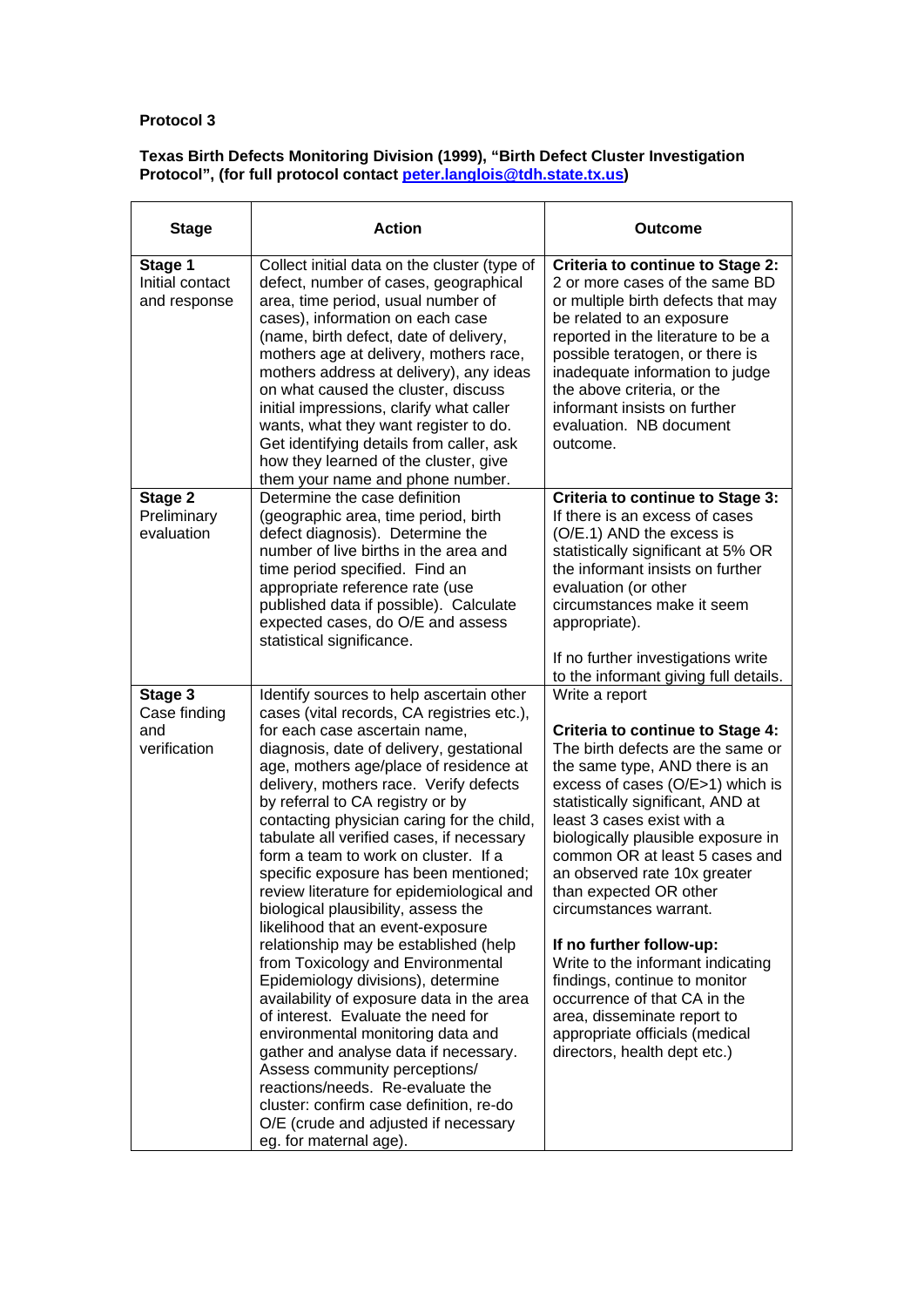**Protocol 3**

**Texas Birth Defects Monitoring Division (1999), "Birth Defect Cluster Investigation Protocol", (for full protocol contact [peter.langlois@tdh.state.tx.us](mailto:peter.langlois@tdh.state.tx.us))**

| Stage | Action | Outcome |
|---|---|---|
| **Stage 1**<br>Initial contact and response | Collect initial data on the cluster (type of defect, number of cases, geographical area, time period, usual number of cases), information on each case (name, birth defect, date of delivery, mothers age at delivery, mothers race, mothers address at delivery), any ideas on what caused the cluster, discuss initial impressions, clarify what caller wants, what they want register to do. Get identifying details from caller, ask how they learned of the cluster, give them your name and phone number. | **Criteria to continue to Stage 2:** 2 or more cases of the same BD or multiple birth defects that may be related to an exposure reported in the literature to be a possible teratogen, or there is inadequate information to judge the above criteria, or the informant insists on further evaluation. NB document outcome. |
| **Stage 2**<br>Preliminary evaluation | Determine the case definition (geographic area, time period, birth defect diagnosis). Determine the number of live births in the area and time period specified. Find an appropriate reference rate (use published data if possible). Calculate expected cases, do O/E and assess statistical significance. | **Criteria to continue to Stage 3:** If there is an excess of cases (O/E.1) AND the excess is statistically significant at 5% OR the informant insists on further evaluation (or other circumstances make it seem appropriate).<br><br>If no further investigations write to the informant giving full details. |
| **Stage 3**<br>Case finding and verification | Identify sources to help ascertain other cases (vital records, CA registries etc.), for each case ascertain name, diagnosis, date of delivery, gestational age, mothers age/place of residence at delivery, mothers race. Verify defects by referral to CA registry or by contacting physician caring for the child, tabulate all verified cases, if necessary form a team to work on cluster. If a specific exposure has been mentioned; review literature for epidemiological and biological plausibility, assess the likelihood that an event-exposure relationship may be established (help from Toxicology and Environmental Epidemiology divisions), determine availability of exposure data in the area of interest. Evaluate the need for environmental monitoring data and gather and analyse data if necessary. Assess community perceptions/ reactions/needs. Re-evaluate the cluster: confirm case definition, re-do O/E (crude and adjusted if necessary eg. for maternal age). | Write a report<br><br>**Criteria to continue to Stage 4:** The birth defects are the same or the same type, AND there is an excess of cases (O/E>1) which is statistically significant, AND at least 3 cases exist with a biologically plausible exposure in common OR at least 5 cases and an observed rate 10x greater than expected OR other circumstances warrant.<br><br>**If no further follow-up:** Write to the informant indicating findings, continue to monitor occurrence of that CA in the area, disseminate report to appropriate officials (medical directors, health dept etc.) |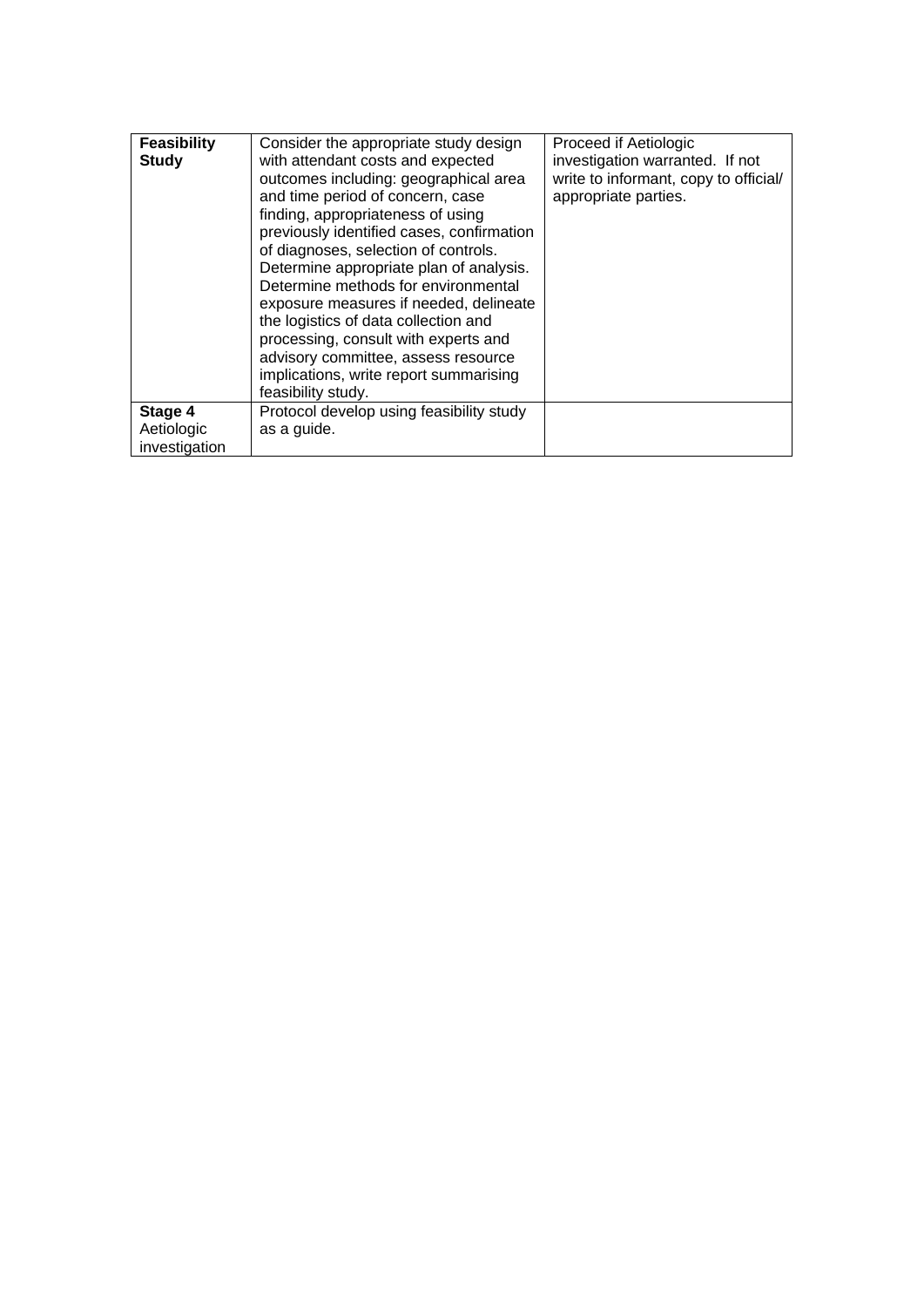| **Feasibility Study** | Consider the appropriate study design with attendant costs and expected outcomes including: geographical area and time period of concern, case finding, appropriateness of using previously identified cases, confirmation of diagnoses, selection of controls. Determine appropriate plan of analysis. Determine methods for environmental exposure measures if needed, delineate the logistics of data collection and processing, consult with experts and advisory committee, assess resource implications, write report summarising feasibility study. | Proceed if Aetiologic investigation warranted. If not write to informant, copy to official/ appropriate parties. |
|---|---|---|
| **Stage 4** Aetiologic investigation | Protocol develop using feasibility study as a guide. | |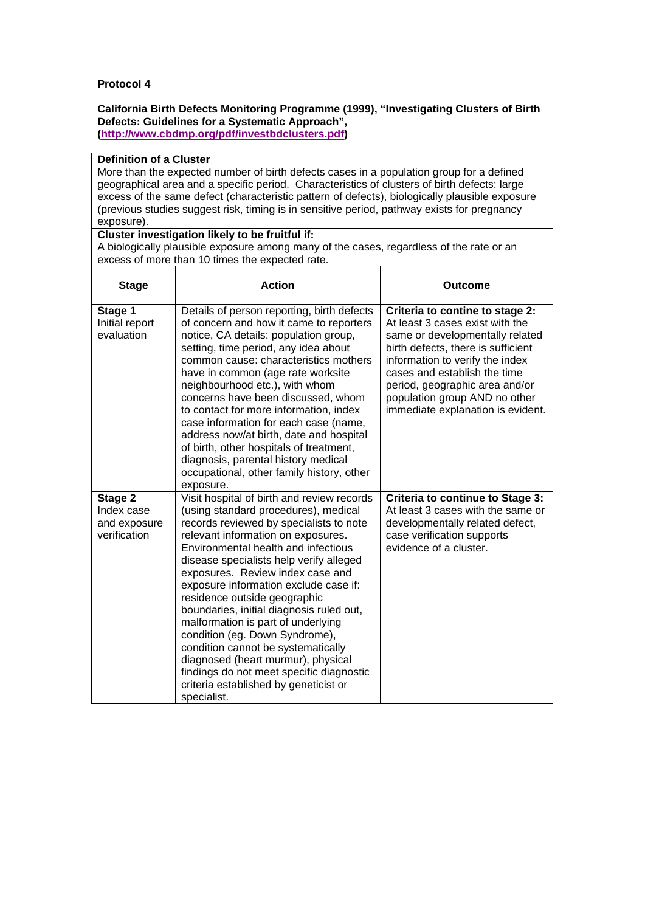**Protocol 4**

**California Birth Defects Monitoring Programme (1999), "Investigating Clusters of Birth Defects: Guidelines for a Systematic Approach", (http://www.cbdmp.org/pdf/investbdclusters.pdf)**

**Definition of a Cluster**
More than the expected number of birth defects cases in a population group for a defined geographical area and a specific period. Characteristics of clusters of birth defects: large excess of the same defect (characteristic pattern of defects), biologically plausible exposure (previous studies suggest risk, timing is in sensitive period, pathway exists for pregnancy exposure).

**Cluster investigation likely to be fruitful if:**
A biologically plausible exposure among many of the cases, regardless of the rate or an excess of more than 10 times the expected rate.

| Stage | Action | Outcome |
|---|---|---|
| **Stage 1** Initial report evaluation | Details of person reporting, birth defects of concern and how it came to reporters notice, CA details: population group, setting, time period, any idea about common cause: characteristics mothers have in common (age rate worksite neighbourhood etc.), with whom concerns have been discussed, whom to contact for more information, index case information for each case (name, address now/at birth, date and hospital of birth, other hospitals of treatment, diagnosis, parental history medical occupational, other family history, other exposure. | **Criteria to contine to stage 2:** At least 3 cases exist with the same or developmentally related birth defects, there is sufficient information to verify the index cases and establish the time period, geographic area and/or population group AND no other immediate explanation is evident. |
| **Stage 2** Index case and exposure verification | Visit hospital of birth and review records (using standard procedures), medical records reviewed by specialists to note relevant information on exposures. Environmental health and infectious disease specialists help verify alleged exposures. Review index case and exposure information exclude case if: residence outside geographic boundaries, initial diagnosis ruled out, malformation is part of underlying condition (eg. Down Syndrome), condition cannot be systematically diagnosed (heart murmur), physical findings do not meet specific diagnostic criteria established by geneticist or specialist. | **Criteria to continue to Stage 3:** At least 3 cases with the same or developmentally related defect, case verification supports evidence of a cluster. |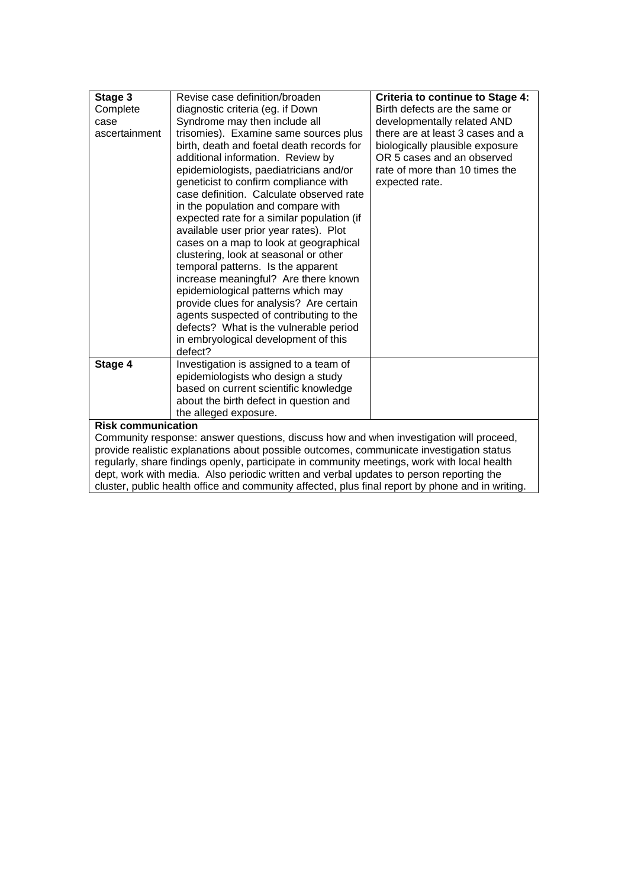| | | |
|---|---|---|
| **Stage 3** Complete case ascertainment | Revise case definition/broaden diagnostic criteria (eg. if Down Syndrome may then include all trisomies). Examine same sources plus birth, death and foetal death records for additional information. Review by epidemiologists, paediatricians and/or geneticist to confirm compliance with case definition. Calculate observed rate in the population and compare with expected rate for a similar population (if available user prior year rates). Plot cases on a map to look at geographical clustering, look at seasonal or other temporal patterns. Is the apparent increase meaningful? Are there known epidemiological patterns which may provide clues for analysis? Are certain agents suspected of contributing to the defects? What is the vulnerable period in embryological development of this defect? | **Criteria to continue to Stage 4:** Birth defects are the same or developmentally related AND there are at least 3 cases and a biologically plausible exposure OR 5 cases and an observed rate of more than 10 times the expected rate. |
| **Stage 4** | Investigation is assigned to a team of epidemiologists who design a study based on current scientific knowledge about the birth defect in question and the alleged exposure. | |

**Risk communication**

Community response: answer questions, discuss how and when investigation will proceed, provide realistic explanations about possible outcomes, communicate investigation status regularly, share findings openly, participate in community meetings, work with local health dept, work with media. Also periodic written and verbal updates to person reporting the cluster, public health office and community affected, plus final report by phone and in writing.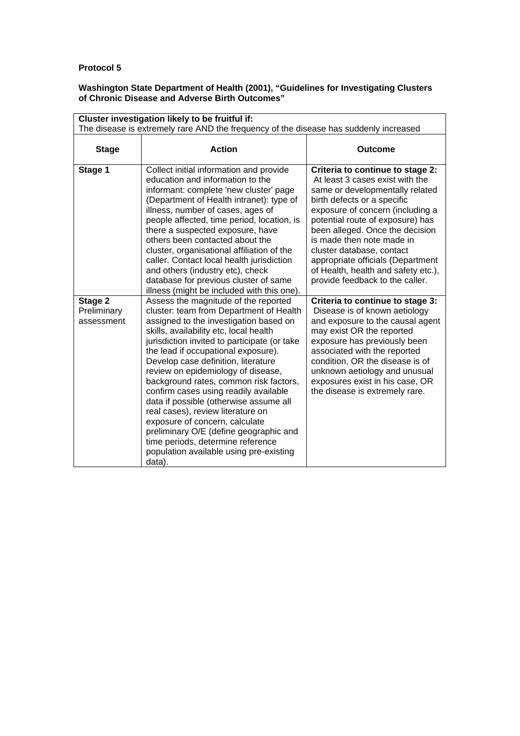**Protocol 5**

**Washington State Department of Health (2001), "Guidelines for Investigating Clusters of Chronic Disease and Adverse Birth Outcomes"**

| **Cluster investigation likely to be fruitful if:** The disease is extremely rare AND the frequency of the disease has suddenly increased | | |
|---|---|---|
| **Stage** | **Action** | **Outcome** |
| **Stage 1** | Collect initial information and provide education and information to the informant: complete 'new cluster' page (Department of Health intranet): type of illness, number of cases, ages of people affected, time period, location, is there a suspected exposure, have others been contacted about the cluster, organisational affiliation of the caller. Contact local health jurisdiction and others (industry etc), check database for previous cluster of same illness (might be included with this one). | **Criteria to continue to stage 2:** At least 3 cases exist with the same or developmentally related birth defects or a specific exposure of concern (including a potential route of exposure) has been alleged. Once the decision is made then note made in cluster database, contact appropriate officials (Department of Health, health and safety etc.), provide feedback to the caller. |
| **Stage 2** Preliminary assessment | Assess the magnitude of the reported cluster: team from Department of Health assigned to the investigation based on skills, availability etc, local health jurisdiction invited to participate (or take the lead if occupational exposure). Develop case definition, literature review on epidemiology of disease, background rates, common risk factors, confirm cases using readily available data if possible (otherwise assume all real cases), review literature on exposure of concern, calculate preliminary O/E (define geographic and time periods, determine reference population available using pre-existing data). | **Criteria to continue to stage 3:** Disease is of known aetiology and exposure to the causal agent may exist OR the reported exposure has previously been associated with the reported condition, OR the disease is of unknown aetiology and unusual exposures exist in his case, OR the disease is extremely rare. |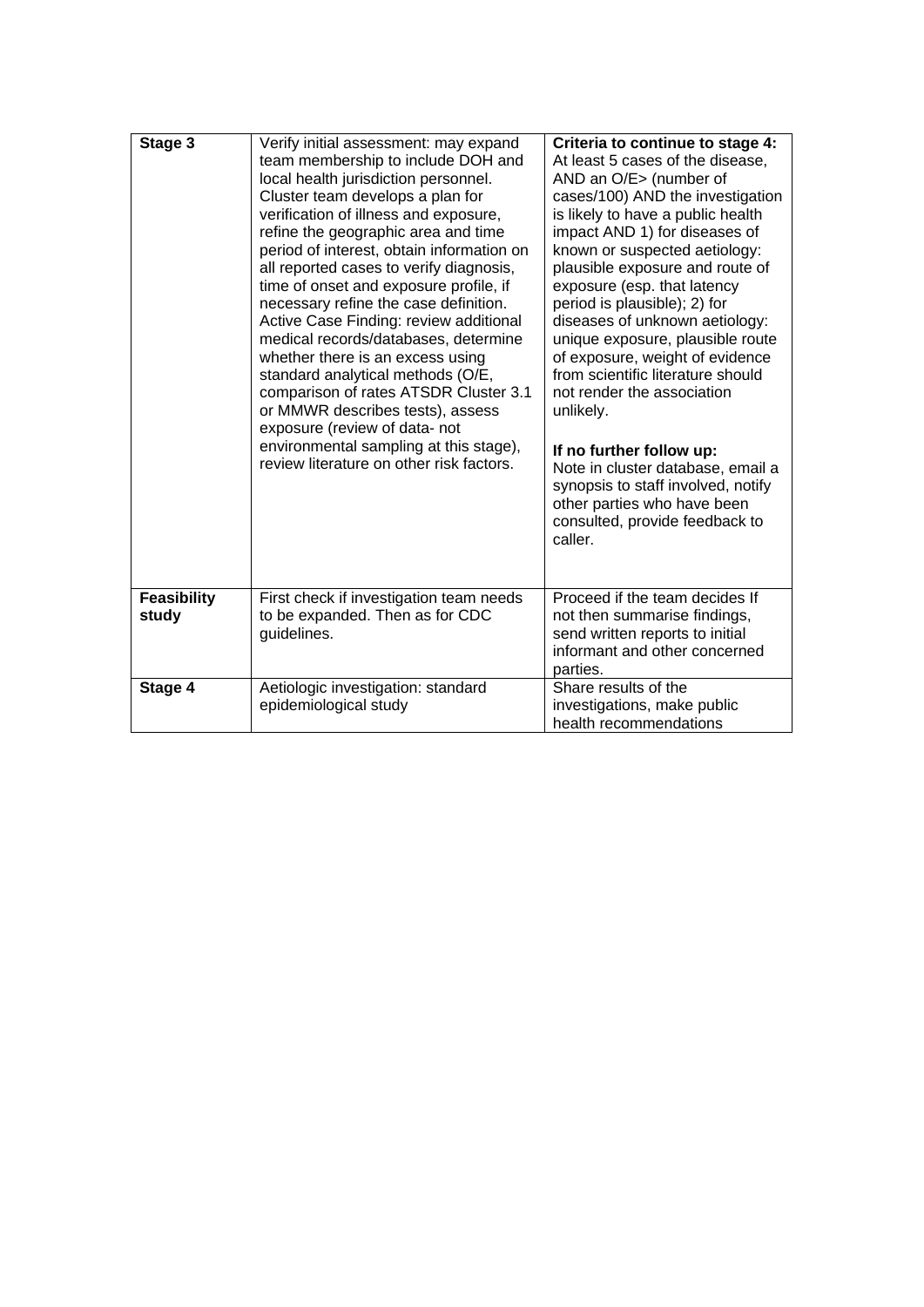| | | |
|---|---|---|
| **Stage 3** | Verify initial assessment: may expand team membership to include DOH and local health jurisdiction personnel. Cluster team develops a plan for verification of illness and exposure, refine the geographic area and time period of interest, obtain information on all reported cases to verify diagnosis, time of onset and exposure profile, if necessary refine the case definition. Active Case Finding: review additional medical records/databases, determine whether there is an excess using standard analytical methods (O/E, comparison of rates ATSDR Cluster 3.1 or MMWR describes tests), assess exposure (review of data- not environmental sampling at this stage), review literature on other risk factors. | **Criteria to continue to stage 4:** At least 5 cases of the disease, AND an O/E> (number of cases/100) AND the investigation is likely to have a public health impact AND 1) for diseases of known or suspected aetiology: plausible exposure and route of exposure (esp. that latency period is plausible); 2) for diseases of unknown aetiology: unique exposure, plausible route of exposure, weight of evidence from scientific literature should not render the association unlikely.<br><br>**If no further follow up:** Note in cluster database, email a synopsis to staff involved, notify other parties who have been consulted, provide feedback to caller. |
| **Feasibility study** | First check if investigation team needs to be expanded. Then as for CDC guidelines. | Proceed if the team decides If not then summarise findings, send written reports to initial informant and other concerned parties. |
| **Stage 4** | Aetiologic investigation: standard epidemiological study | Share results of the investigations, make public health recommendations |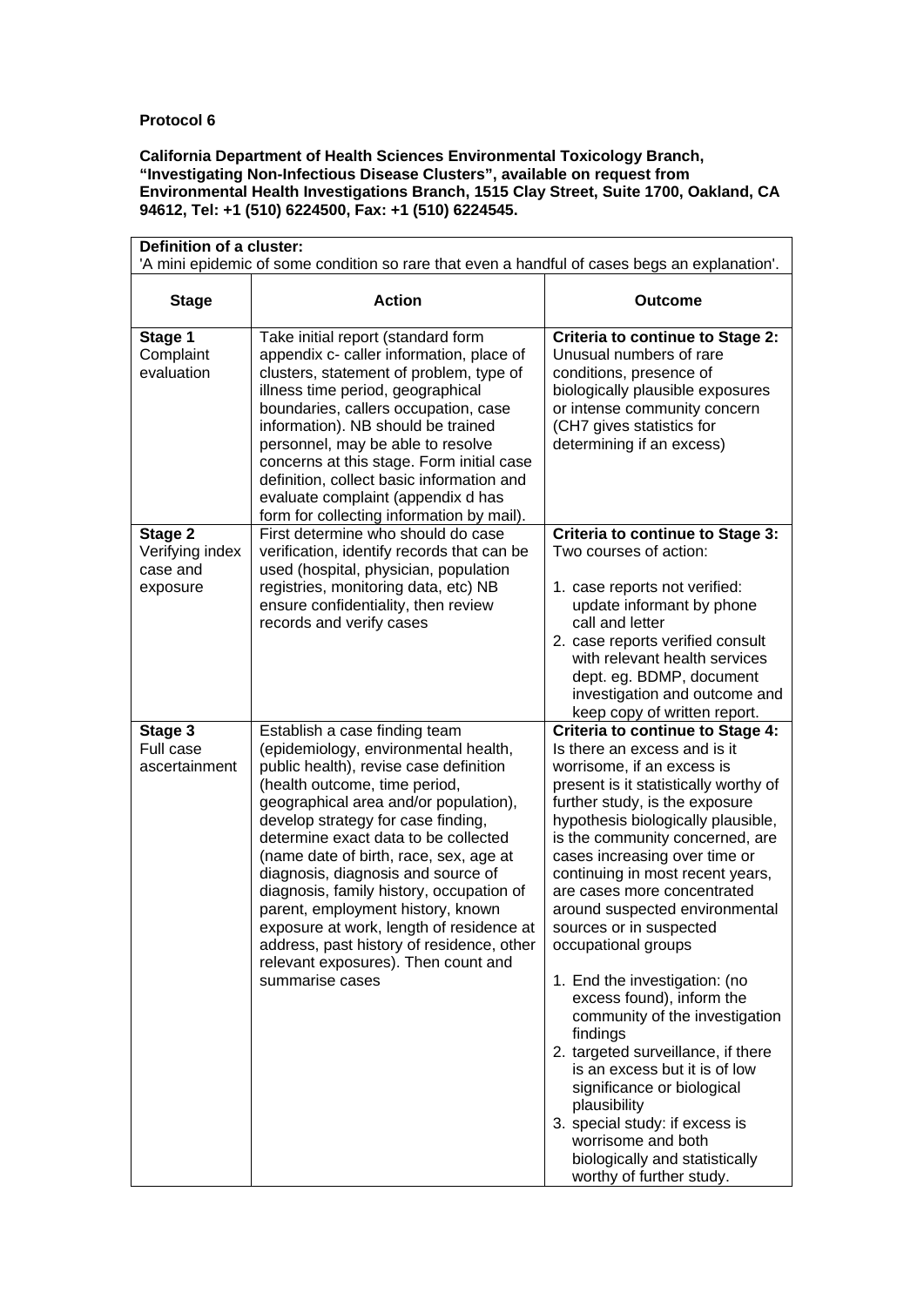**Protocol 6**

**California Department of Health Sciences Environmental Toxicology Branch, "Investigating Non-Infectious Disease Clusters", available on request from Environmental Health Investigations Branch, 1515 Clay Street, Suite 1700, Oakland, CA 94612, Tel: +1 (510) 6224500, Fax: +1 (510) 6224545.**

**Definition of a cluster:**
'A mini epidemic of some condition so rare that even a handful of cases begs an explanation'.

| Stage | Action | Outcome |
|---|---|---|
| **Stage 1** Complaint evaluation | Take initial report (standard form appendix c- caller information, place of clusters, statement of problem, type of illness time period, geographical boundaries, callers occupation, case information). NB should be trained personnel, may be able to resolve concerns at this stage. Form initial case definition, collect basic information and evaluate complaint (appendix d has form for collecting information by mail). | **Criteria to continue to Stage 2:** Unusual numbers of rare conditions, presence of biologically plausible exposures or intense community concern (CH7 gives statistics for determining if an excess) |
| **Stage 2** Verifying index case and exposure | First determine who should do case verification, identify records that can be used (hospital, physician, population registries, monitoring data, etc) NB ensure confidentiality, then review records and verify cases | **Criteria to continue to Stage 3:** Two courses of action:<br><br>1. case reports not verified: update informant by phone call and letter<br>2. case reports verified consult with relevant health services dept. eg. BDMP, document investigation and outcome and keep copy of written report. |
| **Stage 3** Full case ascertainment | Establish a case finding team (epidemiology, environmental health, public health), revise case definition (health outcome, time period, geographical area and/or population), develop strategy for case finding, determine exact data to be collected (name date of birth, race, sex, age at diagnosis, diagnosis and source of diagnosis, family history, occupation of parent, employment history, known exposure at work, length of residence at address, past history of residence, other relevant exposures). Then count and summarise cases | **Criteria to continue to Stage 4:** Is there an excess and is it worrisome, if an excess is present is it statistically worthy of further study, is the exposure hypothesis biologically plausible, is the community concerned, are cases increasing over time or continuing in most recent years, are cases more concentrated around suspected environmental sources or in suspected occupational groups<br><br>1. End the investigation: (no excess found), inform the community of the investigation findings<br>2. targeted surveillance, if there is an excess but it is of low significance or biological plausibility<br>3. special study: if excess is worrisome and both biologically and statistically worthy of further study. |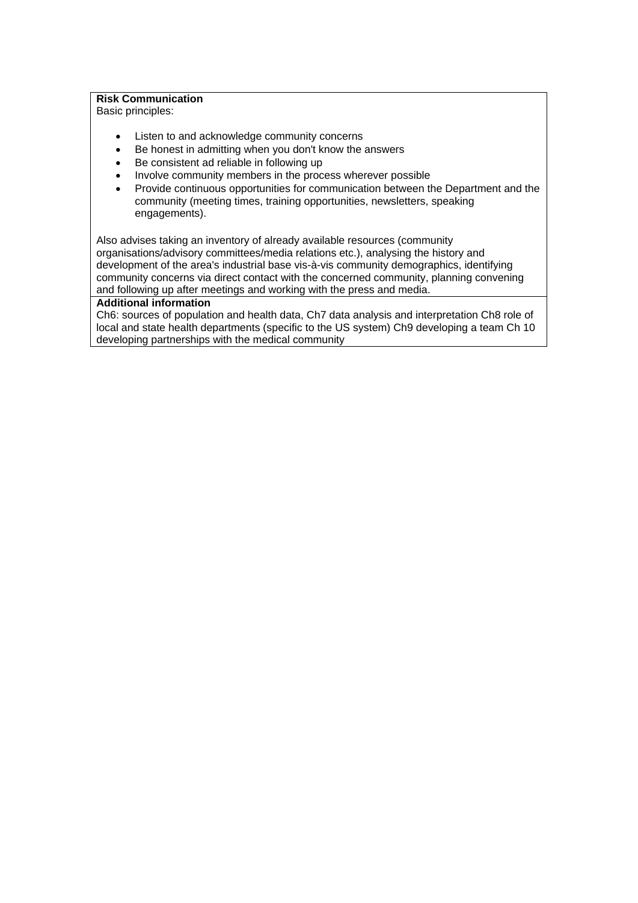**Risk Communication**

Basic principles:

- Listen to and acknowledge community concerns
- Be honest in admitting when you don't know the answers
- Be consistent ad reliable in following up
- Involve community members in the process wherever possible
- Provide continuous opportunities for communication between the Department and the community (meeting times, training opportunities, newsletters, speaking engagements).

Also advises taking an inventory of already available resources (community organisations/advisory committees/media relations etc.), analysing the history and development of the area's industrial base vis-à-vis community demographics, identifying community concerns via direct contact with the concerned community, planning convening and following up after meetings and working with the press and media.

**Additional information**

Ch6: sources of population and health data, Ch7 data analysis and interpretation Ch8 role of local and state health departments (specific to the US system) Ch9 developing a team Ch 10 developing partnerships with the medical community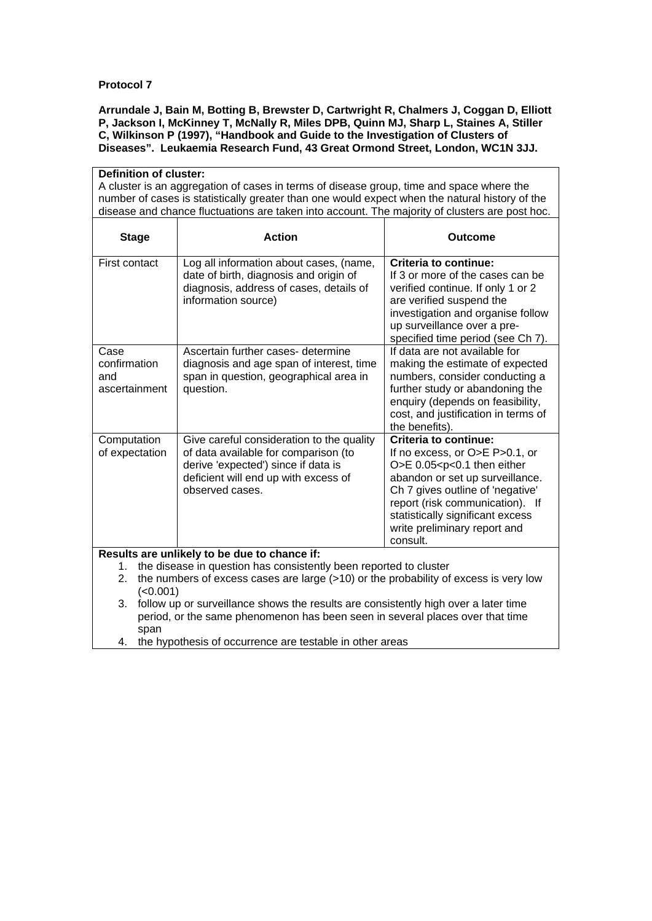**Protocol 7**

**Arrundale J, Bain M, Botting B, Brewster D, Cartwright R, Chalmers J, Coggan D, Elliott P, Jackson I, McKinney T, McNally R, Miles DPB, Quinn MJ, Sharp L, Staines A, Stiller C, Wilkinson P (1997), "Handbook and Guide to the Investigation of Clusters of Diseases". Leukaemia Research Fund, 43 Great Ormond Street, London, WC1N 3JJ.**

**Definition of cluster:**
A cluster is an aggregation of cases in terms of disease group, time and space where the number of cases is statistically greater than one would expect when the natural history of the disease and chance fluctuations are taken into account. The majority of clusters are post hoc.

| Stage | Action | Outcome |
|---|---|---|
| First contact | Log all information about cases, (name, date of birth, diagnosis and origin of diagnosis, address of cases, details of information source) | **Criteria to continue:** If 3 or more of the cases can be verified continue. If only 1 or 2 are verified suspend the investigation and organise follow up surveillance over a pre-specified time period (see Ch 7). |
| Case confirmation and ascertainment | Ascertain further cases- determine diagnosis and age span of interest, time span in question, geographical area in question. | If data are not available for making the estimate of expected numbers, consider conducting a further study or abandoning the enquiry (depends on feasibility, cost, and justification in terms of the benefits). |
| Computation of expectation | Give careful consideration to the quality of data available for comparison (to derive 'expected') since if data is deficient will end up with excess of observed cases. | **Criteria to continue:** If no excess, or O>E P>0.1, or O>E 0.05<p<0.1 then either abandon or set up surveillance. Ch 7 gives outline of 'negative' report (risk communication). If statistically significant excess write preliminary report and consult. |

**Results are unlikely to be due to chance if:**

1. the disease in question has consistently been reported to cluster
2. the numbers of excess cases are large (>10) or the probability of excess is very low (<0.001)
3. follow up or surveillance shows the results are consistently high over a later time period, or the same phenomenon has been seen in several places over that time span
4. the hypothesis of occurrence are testable in other areas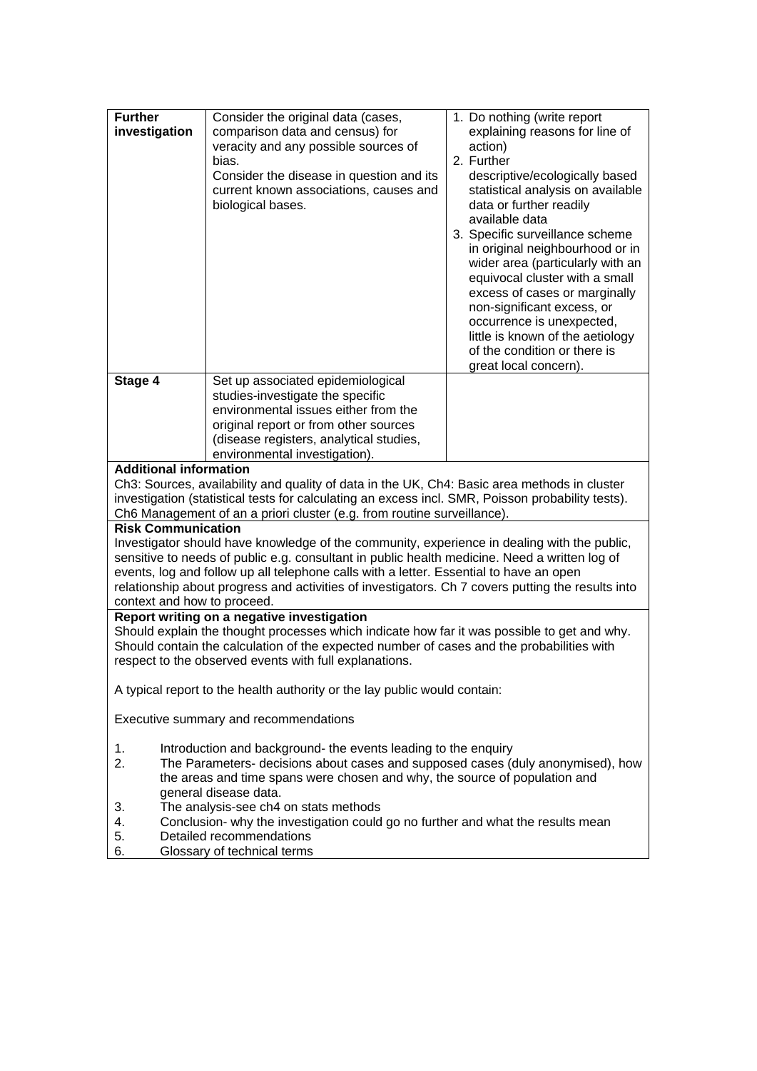| | | |
|---|---|---|
| **Further investigation** | Consider the original data (cases, comparison data and census) for veracity and any possible sources of bias.<br>Consider the disease in question and its current known associations, causes and biological bases. | 1. Do nothing (write report explaining reasons for line of action)<br>2. Further descriptive/ecologically based statistical analysis on available data or further readily available data<br>3. Specific surveillance scheme in original neighbourhood or in wider area (particularly with an equivocal cluster with a small excess of cases or marginally non-significant excess, or occurrence is unexpected, little is known of the aetiology of the condition or there is great local concern). |
| **Stage 4** | Set up associated epidemiological studies-investigate the specific environmental issues either from the original report or from other sources (disease registers, analytical studies, environmental investigation). | |

**Additional information**

Ch3: Sources, availability and quality of data in the UK, Ch4: Basic area methods in cluster investigation (statistical tests for calculating an excess incl. SMR, Poisson probability tests). Ch6 Management of an a priori cluster (e.g. from routine surveillance).

**Risk Communication**

Investigator should have knowledge of the community, experience in dealing with the public, sensitive to needs of public e.g. consultant in public health medicine. Need a written log of events, log and follow up all telephone calls with a letter. Essential to have an open relationship about progress and activities of investigators. Ch 7 covers putting the results into context and how to proceed.

**Report writing on a negative investigation**

Should explain the thought processes which indicate how far it was possible to get and why. Should contain the calculation of the expected number of cases and the probabilities with respect to the observed events with full explanations.

A typical report to the health authority or the lay public would contain:

Executive summary and recommendations

1. Introduction and background- the events leading to the enquiry
2. The Parameters- decisions about cases and supposed cases (duly anonymised), how the areas and time spans were chosen and why, the source of population and general disease data.
3. The analysis-see ch4 on stats methods
4. Conclusion- why the investigation could go no further and what the results mean
5. Detailed recommendations
6. Glossary of technical terms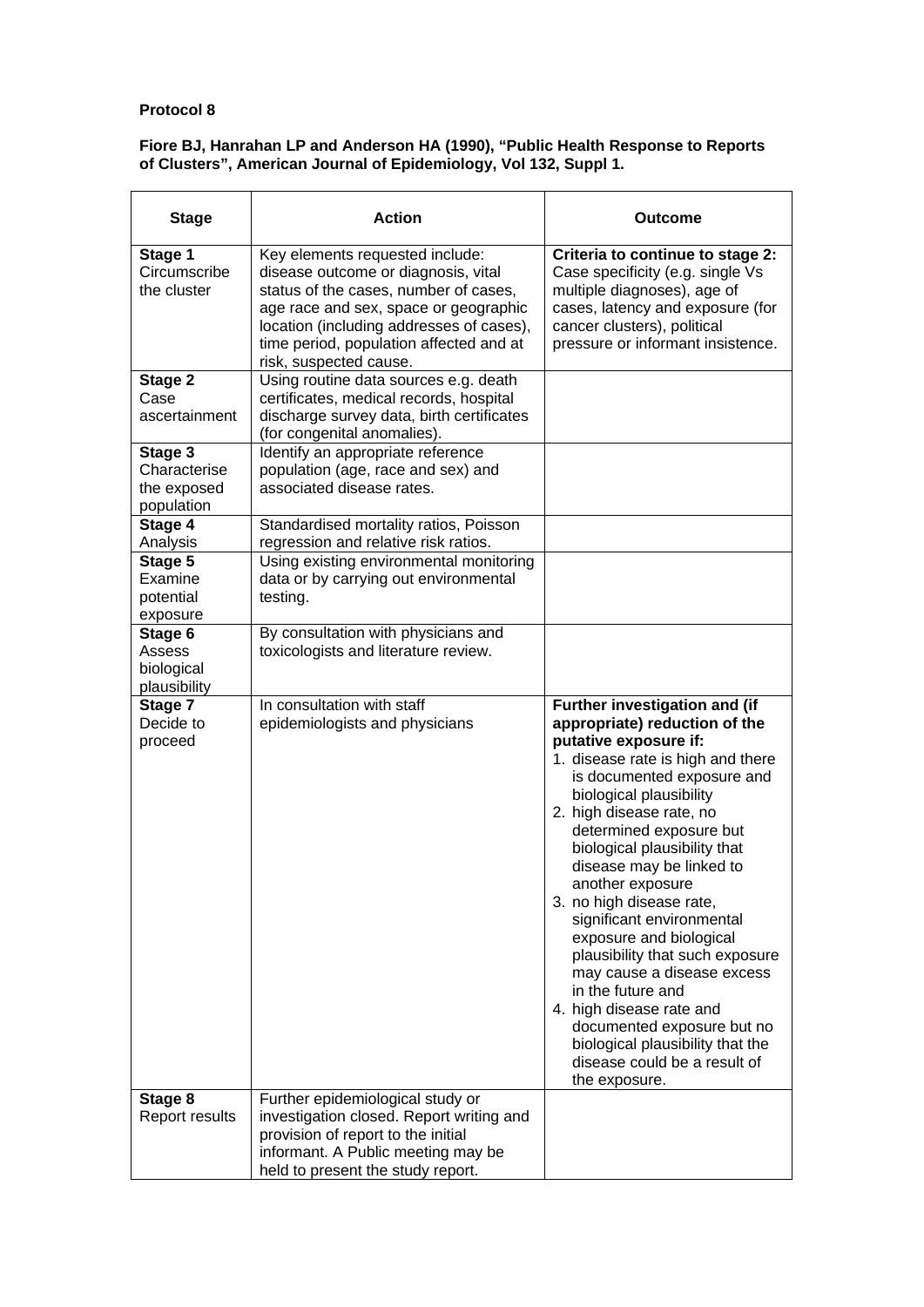**Protocol 8**

**Fiore BJ, Hanrahan LP and Anderson HA (1990), "Public Health Response to Reports of Clusters", American Journal of Epidemiology, Vol 132, Suppl 1.**

| Stage | Action | Outcome |
|---|---|---|
| **Stage 1** Circumscribe the cluster | Key elements requested include: disease outcome or diagnosis, vital status of the cases, number of cases, age race and sex, space or geographic location (including addresses of cases), time period, population affected and at risk, suspected cause. | **Criteria to continue to stage 2:** Case specificity (e.g. single Vs multiple diagnoses), age of cases, latency and exposure (for cancer clusters), political pressure or informant insistence. |
| **Stage 2** Case ascertainment | Using routine data sources e.g. death certificates, medical records, hospital discharge survey data, birth certificates (for congenital anomalies). | |
| **Stage 3** Characterise the exposed population | Identify an appropriate reference population (age, race and sex) and associated disease rates. | |
| **Stage 4** Analysis | Standardised mortality ratios, Poisson regression and relative risk ratios. | |
| **Stage 5** Examine potential exposure | Using existing environmental monitoring data or by carrying out environmental testing. | |
| **Stage 6** Assess biological plausibility | By consultation with physicians and toxicologists and literature review. | |
| **Stage 7** Decide to proceed | In consultation with staff epidemiologists and physicians | **Further investigation and (if appropriate) reduction of the putative exposure if:** 1. disease rate is high and there is documented exposure and biological plausibility 2. high disease rate, no determined exposure but biological plausibility that disease may be linked to another exposure 3. no high disease rate, significant environmental exposure and biological plausibility that such exposure may cause a disease excess in the future and 4. high disease rate and documented exposure but no biological plausibility that the disease could be a result of the exposure. |
| **Stage 8** Report results | Further epidemiological study or investigation closed. Report writing and provision of report to the initial informant. A Public meeting may be held to present the study report. | |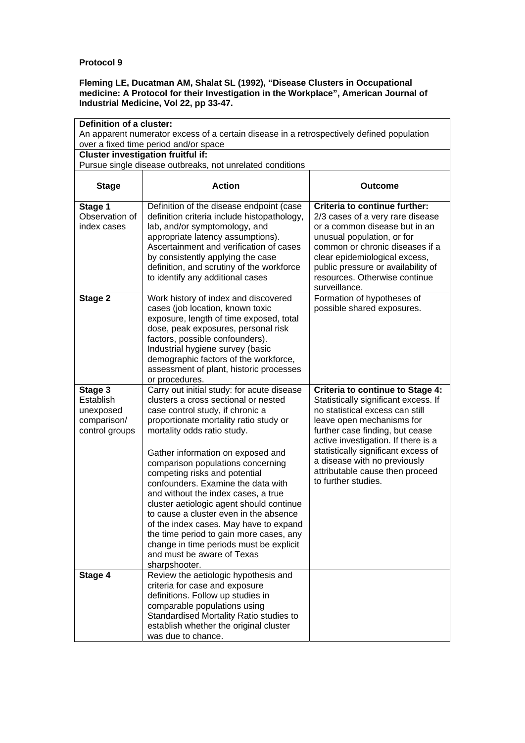**Protocol 9**

**Fleming LE, Ducatman AM, Shalat SL (1992), "Disease Clusters in Occupational medicine: A Protocol for their Investigation in the Workplace", American Journal of Industrial Medicine, Vol 22, pp 33-47.**

**Definition of a cluster:**
An apparent numerator excess of a certain disease in a retrospectively defined population over a fixed time period and/or space

**Cluster investigation fruitful if:**
Pursue single disease outbreaks, not unrelated conditions

| Stage | Action | Outcome |
|---|---|---|
| **Stage 1** Observation of index cases | Definition of the disease endpoint (case definition criteria include histopathology, lab, and/or symptomology, and appropriate latency assumptions). Ascertainment and verification of cases by consistently applying the case definition, and scrutiny of the workforce to identify any additional cases | **Criteria to continue further:** 2/3 cases of a very rare disease or a common disease but in an unusual population, or for common or chronic diseases if a clear epidemiological excess, public pressure or availability of resources. Otherwise continue surveillance. |
| **Stage 2** | Work history of index and discovered cases (job location, known toxic exposure, length of time exposed, total dose, peak exposures, personal risk factors, possible confounders). Industrial hygiene survey (basic demographic factors of the workforce, assessment of plant, historic processes or procedures. | Formation of hypotheses of possible shared exposures. |
| **Stage 3** Establish unexposed comparison/ control groups | Carry out initial study: for acute disease clusters a cross sectional or nested case control study, if chronic a proportionate mortality ratio study or mortality odds ratio study.<br><br>Gather information on exposed and comparison populations concerning competing risks and potential confounders. Examine the data with and without the index cases, a true cluster aetiologic agent should continue to cause a cluster even in the absence of the index cases. May have to expand the time period to gain more cases, any change in time periods must be explicit and must be aware of Texas sharpshooter. | **Criteria to continue to Stage 4:** Statistically significant excess. If no statistical excess can still leave open mechanisms for further case finding, but cease active investigation. If there is a statistically significant excess of a disease with no previously attributable cause then proceed to further studies. |
| **Stage 4** | Review the aetiologic hypothesis and criteria for case and exposure definitions. Follow up studies in comparable populations using Standardised Mortality Ratio studies to establish whether the original cluster was due to chance. | |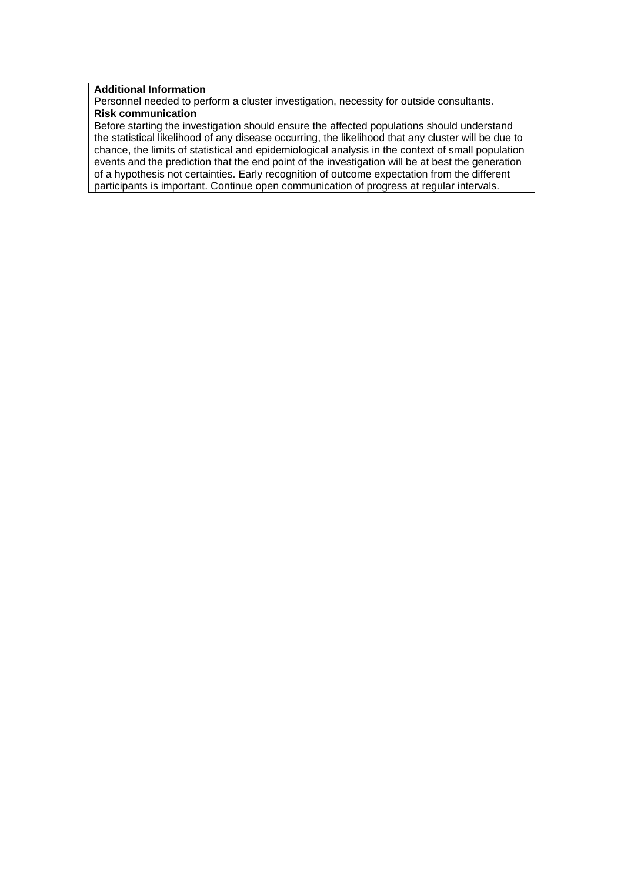| **Additional Information** |
| --- |
| Personnel needed to perform a cluster investigation, necessity for outside consultants. |
| **Risk communication** |
| Before starting the investigation should ensure the affected populations should understand the statistical likelihood of any disease occurring, the likelihood that any cluster will be due to chance, the limits of statistical and epidemiological analysis in the context of small population events and the prediction that the end point of the investigation will be at best the generation of a hypothesis not certainties. Early recognition of outcome expectation from the different participants is important. Continue open communication of progress at regular intervals. |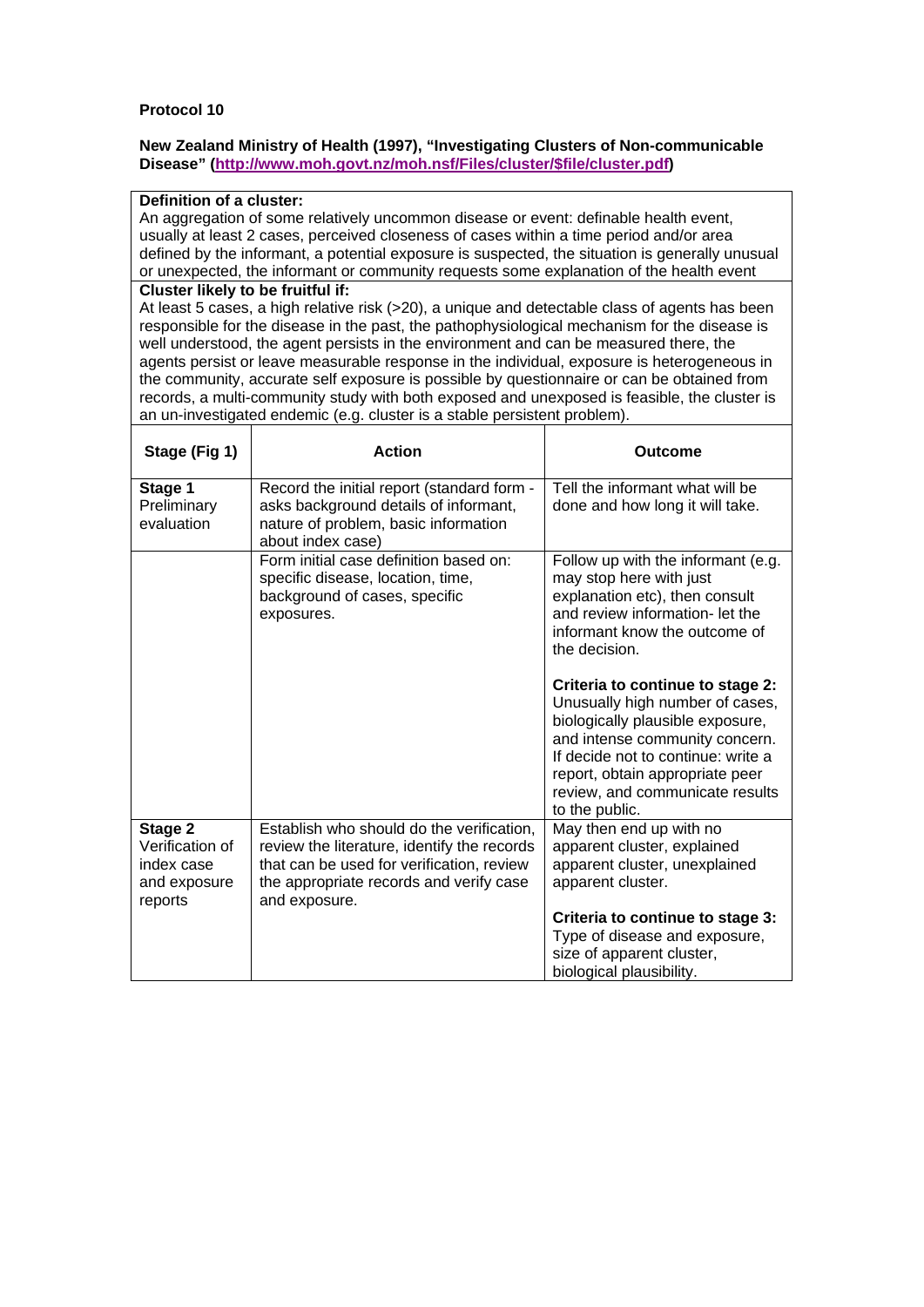**Protocol 10**

**New Zealand Ministry of Health (1997), "Investigating Clusters of Non-communicable Disease" (http://www.moh.govt.nz/moh.nsf/Files/cluster/$file/cluster.pdf)**

| **Definition of a cluster:** |
|---|
| An aggregation of some relatively uncommon disease or event: definable health event, usually at least 2 cases, perceived closeness of cases within a time period and/or area defined by the informant, a potential exposure is suspected, the situation is generally unusual or unexpected, the informant or community requests some explanation of the health event |
| **Cluster likely to be fruitful if:** |
| At least 5 cases, a high relative risk (>20), a unique and detectable class of agents has been responsible for the disease in the past, the pathophysiological mechanism for the disease is well understood, the agent persists in the environment and can be measured there, the agents persist or leave measurable response in the individual, exposure is heterogeneous in the community, accurate self exposure is possible by questionnaire or can be obtained from records, a multi-community study with both exposed and unexposed is feasible, the cluster is an un-investigated endemic (e.g. cluster is a stable persistent problem). |

| Stage (Fig 1) | Action | Outcome |
|---|---|---|
| **Stage 1** Preliminary evaluation | Record the initial report (standard form - asks background details of informant, nature of problem, basic information about index case) | Tell the informant what will be done and how long it will take. |
| | Form initial case definition based on: specific disease, location, time, background of cases, specific exposures. | Follow up with the informant (e.g. may stop here with just explanation etc), then consult and review information- let the informant know the outcome of the decision.<br><br>**Criteria to continue to stage 2:** Unusually high number of cases, biologically plausible exposure, and intense community concern. If decide not to continue: write a report, obtain appropriate peer review, and communicate results to the public. |
| **Stage 2** Verification of index case and exposure reports | Establish who should do the verification, review the literature, identify the records that can be used for verification, review the appropriate records and verify case and exposure. | May then end up with no apparent cluster, explained apparent cluster, unexplained apparent cluster.<br><br>**Criteria to continue to stage 3:** Type of disease and exposure, size of apparent cluster, biological plausibility. |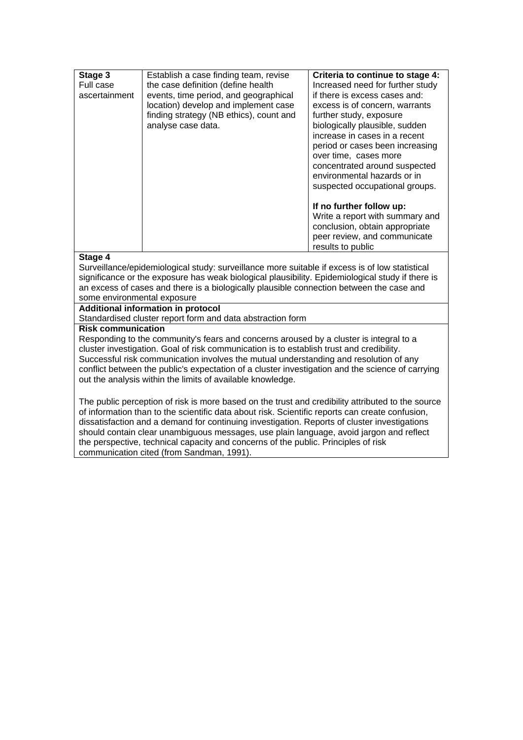| | | |
|---|---|---|
| **Stage 3**<br>Full case ascertainment | Establish a case finding team, revise the case definition (define health events, time period, and geographical location) develop and implement case finding strategy (NB ethics), count and analyse case data. | **Criteria to continue to stage 4:**<br>Increased need for further study if there is excess cases and: excess is of concern, warrants further study, exposure biologically plausible, sudden increase in cases in a recent period or cases been increasing over time, cases more concentrated around suspected environmental hazards or in suspected occupational groups.<br><br>**If no further follow up:**<br>Write a report with summary and conclusion, obtain appropriate peer review, and communicate results to public |
| **Stage 4**<br>Surveillance/epidemiological study: surveillance more suitable if excess is of low statistical significance or the exposure has weak biological plausibility. Epidemiological study if there is an excess of cases and there is a biologically plausible connection between the case and some environmental exposure | | |
| **Additional information in protocol**<br>Standardised cluster report form and data abstraction form | | |
| **Risk communication**<br>Responding to the community's fears and concerns aroused by a cluster is integral to a cluster investigation. Goal of risk communication is to establish trust and credibility. Successful risk communication involves the mutual understanding and resolution of any conflict between the public's expectation of a cluster investigation and the science of carrying out the analysis within the limits of available knowledge.<br><br>The public perception of risk is more based on the trust and credibility attributed to the source of information than to the scientific data about risk. Scientific reports can create confusion, dissatisfaction and a demand for continuing investigation. Reports of cluster investigations should contain clear unambiguous messages, use plain language, avoid jargon and reflect the perspective, technical capacity and concerns of the public. Principles of risk communication cited (from Sandman, 1991). | | |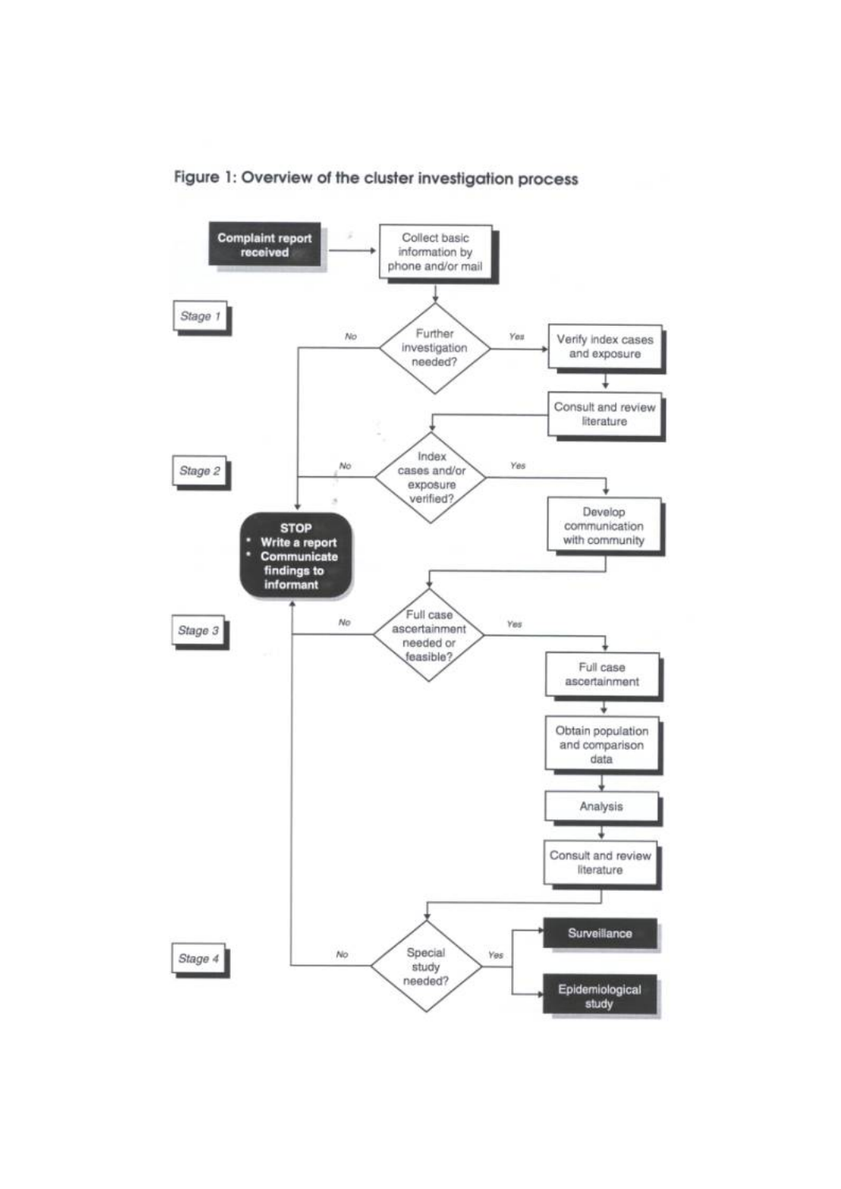## Figure 1: Overview of the cluster investigation process

**Complaint report received** → Collect basic information by phone and/or mail

**Stage 1**

Further investigation needed?
- No → STOP
- Yes → Verify index cases and exposure → Consult and review literature

**Stage 2**

Index cases and/or exposure verified?
- No → STOP
- Yes → Develop communication with community

**STOP**
- Write a report
- Communicate findings to informant

**Stage 3**

Full case ascertainment needed or feasible?
- No → STOP
- Yes → Full case ascertainment → Obtain population and comparison data → Analysis → Consult and review literature

**Stage 4**

Special study needed?
- No → STOP
- Yes → Surveillance; Epidemiological study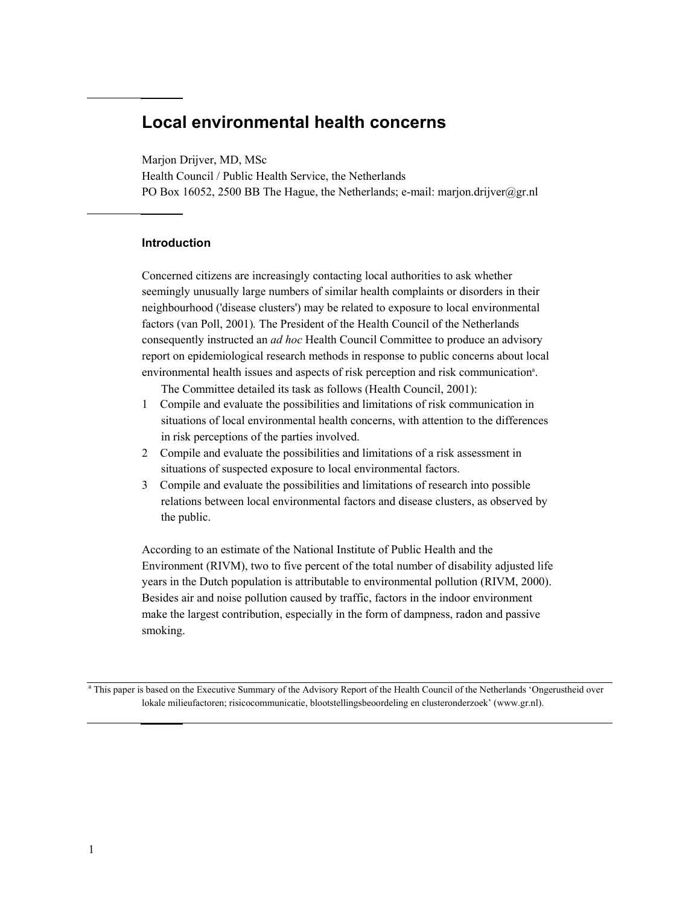# Local environmental health concerns

Marjon Drijver, MD, MSc
Health Council / Public Health Service, the Netherlands
PO Box 16052, 2500 BB The Hague, the Netherlands; e-mail: marjon.drijver@gr.nl

### Introduction

Concerned citizens are increasingly contacting local authorities to ask whether seemingly unusually large numbers of similar health complaints or disorders in their neighbourhood ('disease clusters') may be related to exposure to local environmental factors (van Poll, 2001). The President of the Health Council of the Netherlands consequently instructed an *ad hoc* Health Council Committee to produce an advisory report on epidemiological research methods in response to public concerns about local environmental health issues and aspects of risk perception and risk communication[a].

The Committee detailed its task as follows (Health Council, 2001):

1. Compile and evaluate the possibilities and limitations of risk communication in situations of local environmental health concerns, with attention to the differences in risk perceptions of the parties involved.
2. Compile and evaluate the possibilities and limitations of a risk assessment in situations of suspected exposure to local environmental factors.
3. Compile and evaluate the possibilities and limitations of research into possible relations between local environmental factors and disease clusters, as observed by the public.

According to an estimate of the National Institute of Public Health and the Environment (RIVM), two to five percent of the total number of disability adjusted life years in the Dutch population is attributable to environmental pollution (RIVM, 2000). Besides air and noise pollution caused by traffic, factors in the indoor environment make the largest contribution, especially in the form of dampness, radon and passive smoking.

[a] This paper is based on the Executive Summary of the Advisory Report of the Health Council of the Netherlands 'Ongerustheid over lokale milieufactoren; risicocommunicatie, blootstellingsbeoordeling en clusteronderzoek' (www.gr.nl).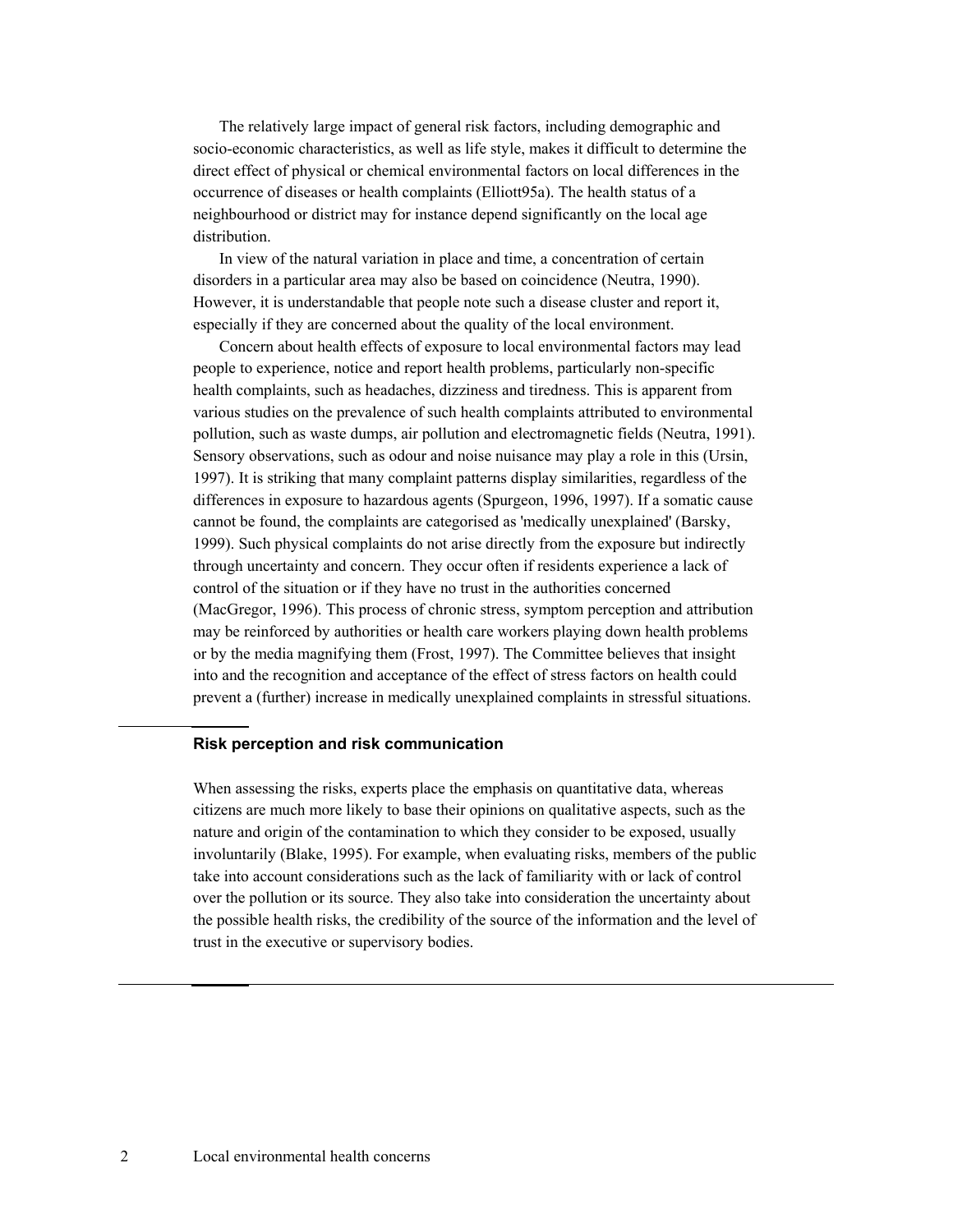The relatively large impact of general risk factors, including demographic and socio-economic characteristics, as well as life style, makes it difficult to determine the direct effect of physical or chemical environmental factors on local differences in the occurrence of diseases or health complaints (Elliott95a). The health status of a neighbourhood or district may for instance depend significantly on the local age distribution.

In view of the natural variation in place and time, a concentration of certain disorders in a particular area may also be based on coincidence (Neutra, 1990). However, it is understandable that people note such a disease cluster and report it, especially if they are concerned about the quality of the local environment.

Concern about health effects of exposure to local environmental factors may lead people to experience, notice and report health problems, particularly non-specific health complaints, such as headaches, dizziness and tiredness. This is apparent from various studies on the prevalence of such health complaints attributed to environmental pollution, such as waste dumps, air pollution and electromagnetic fields (Neutra, 1991). Sensory observations, such as odour and noise nuisance may play a role in this (Ursin, 1997). It is striking that many complaint patterns display similarities, regardless of the differences in exposure to hazardous agents (Spurgeon, 1996, 1997). If a somatic cause cannot be found, the complaints are categorised as 'medically unexplained' (Barsky, 1999). Such physical complaints do not arise directly from the exposure but indirectly through uncertainty and concern. They occur often if residents experience a lack of control of the situation or if they have no trust in the authorities concerned (MacGregor, 1996). This process of chronic stress, symptom perception and attribution may be reinforced by authorities or health care workers playing down health problems or by the media magnifying them (Frost, 1997). The Committee believes that insight into and the recognition and acceptance of the effect of stress factors on health could prevent a (further) increase in medically unexplained complaints in stressful situations.

## Risk perception and risk communication

When assessing the risks, experts place the emphasis on quantitative data, whereas citizens are much more likely to base their opinions on qualitative aspects, such as the nature and origin of the contamination to which they consider to be exposed, usually involuntarily (Blake, 1995). For example, when evaluating risks, members of the public take into account considerations such as the lack of familiarity with or lack of control over the pollution or its source. They also take into consideration the uncertainty about the possible health risks, the credibility of the source of the information and the level of trust in the executive or supervisory bodies.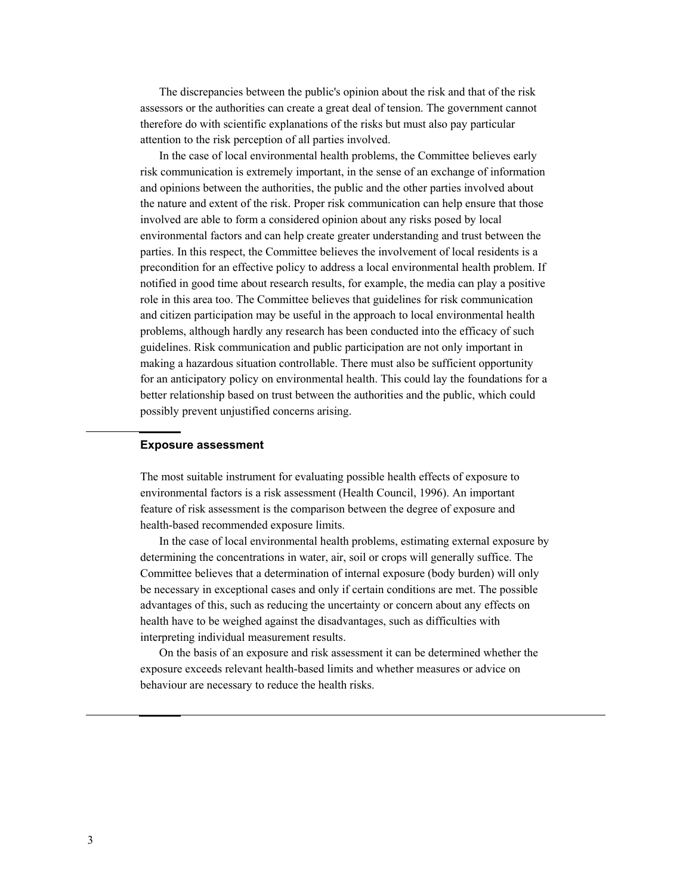The discrepancies between the public's opinion about the risk and that of the risk assessors or the authorities can create a great deal of tension. The government cannot therefore do with scientific explanations of the risks but must also pay particular attention to the risk perception of all parties involved.

In the case of local environmental health problems, the Committee believes early risk communication is extremely important, in the sense of an exchange of information and opinions between the authorities, the public and the other parties involved about the nature and extent of the risk. Proper risk communication can help ensure that those involved are able to form a considered opinion about any risks posed by local environmental factors and can help create greater understanding and trust between the parties. In this respect, the Committee believes the involvement of local residents is a precondition for an effective policy to address a local environmental health problem. If notified in good time about research results, for example, the media can play a positive role in this area too. The Committee believes that guidelines for risk communication and citizen participation may be useful in the approach to local environmental health problems, although hardly any research has been conducted into the efficacy of such guidelines. Risk communication and public participation are not only important in making a hazardous situation controllable. There must also be sufficient opportunity for an anticipatory policy on environmental health. This could lay the foundations for a better relationship based on trust between the authorities and the public, which could possibly prevent unjustified concerns arising.

## Exposure assessment

The most suitable instrument for evaluating possible health effects of exposure to environmental factors is a risk assessment (Health Council, 1996). An important feature of risk assessment is the comparison between the degree of exposure and health-based recommended exposure limits.

In the case of local environmental health problems, estimating external exposure by determining the concentrations in water, air, soil or crops will generally suffice. The Committee believes that a determination of internal exposure (body burden) will only be necessary in exceptional cases and only if certain conditions are met. The possible advantages of this, such as reducing the uncertainty or concern about any effects on health have to be weighed against the disadvantages, such as difficulties with interpreting individual measurement results.

On the basis of an exposure and risk assessment it can be determined whether the exposure exceeds relevant health-based limits and whether measures or advice on behaviour are necessary to reduce the health risks.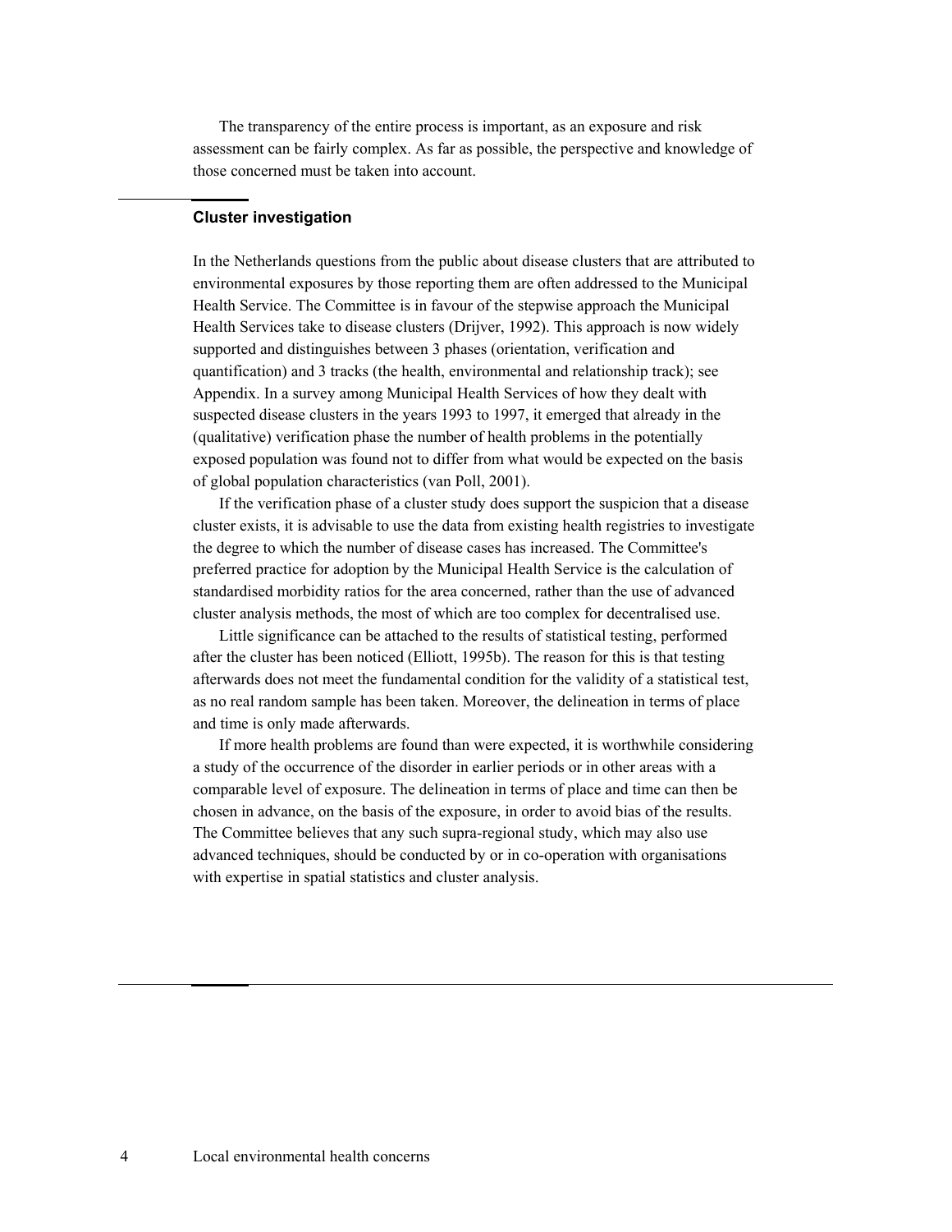The transparency of the entire process is important, as an exposure and risk assessment can be fairly complex. As far as possible, the perspective and knowledge of those concerned must be taken into account.

### Cluster investigation

In the Netherlands questions from the public about disease clusters that are attributed to environmental exposures by those reporting them are often addressed to the Municipal Health Service. The Committee is in favour of the stepwise approach the Municipal Health Services take to disease clusters (Drijver, 1992). This approach is now widely supported and distinguishes between 3 phases (orientation, verification and quantification) and 3 tracks (the health, environmental and relationship track); see Appendix. In a survey among Municipal Health Services of how they dealt with suspected disease clusters in the years 1993 to 1997, it emerged that already in the (qualitative) verification phase the number of health problems in the potentially exposed population was found not to differ from what would be expected on the basis of global population characteristics (van Poll, 2001).

If the verification phase of a cluster study does support the suspicion that a disease cluster exists, it is advisable to use the data from existing health registries to investigate the degree to which the number of disease cases has increased. The Committee's preferred practice for adoption by the Municipal Health Service is the calculation of standardised morbidity ratios for the area concerned, rather than the use of advanced cluster analysis methods, the most of which are too complex for decentralised use.

Little significance can be attached to the results of statistical testing, performed after the cluster has been noticed (Elliott, 1995b). The reason for this is that testing afterwards does not meet the fundamental condition for the validity of a statistical test, as no real random sample has been taken. Moreover, the delineation in terms of place and time is only made afterwards.

If more health problems are found than were expected, it is worthwhile considering a study of the occurrence of the disorder in earlier periods or in other areas with a comparable level of exposure. The delineation in terms of place and time can then be chosen in advance, on the basis of the exposure, in order to avoid bias of the results. The Committee believes that any such supra-regional study, which may also use advanced techniques, should be conducted by or in co-operation with organisations with expertise in spatial statistics and cluster analysis.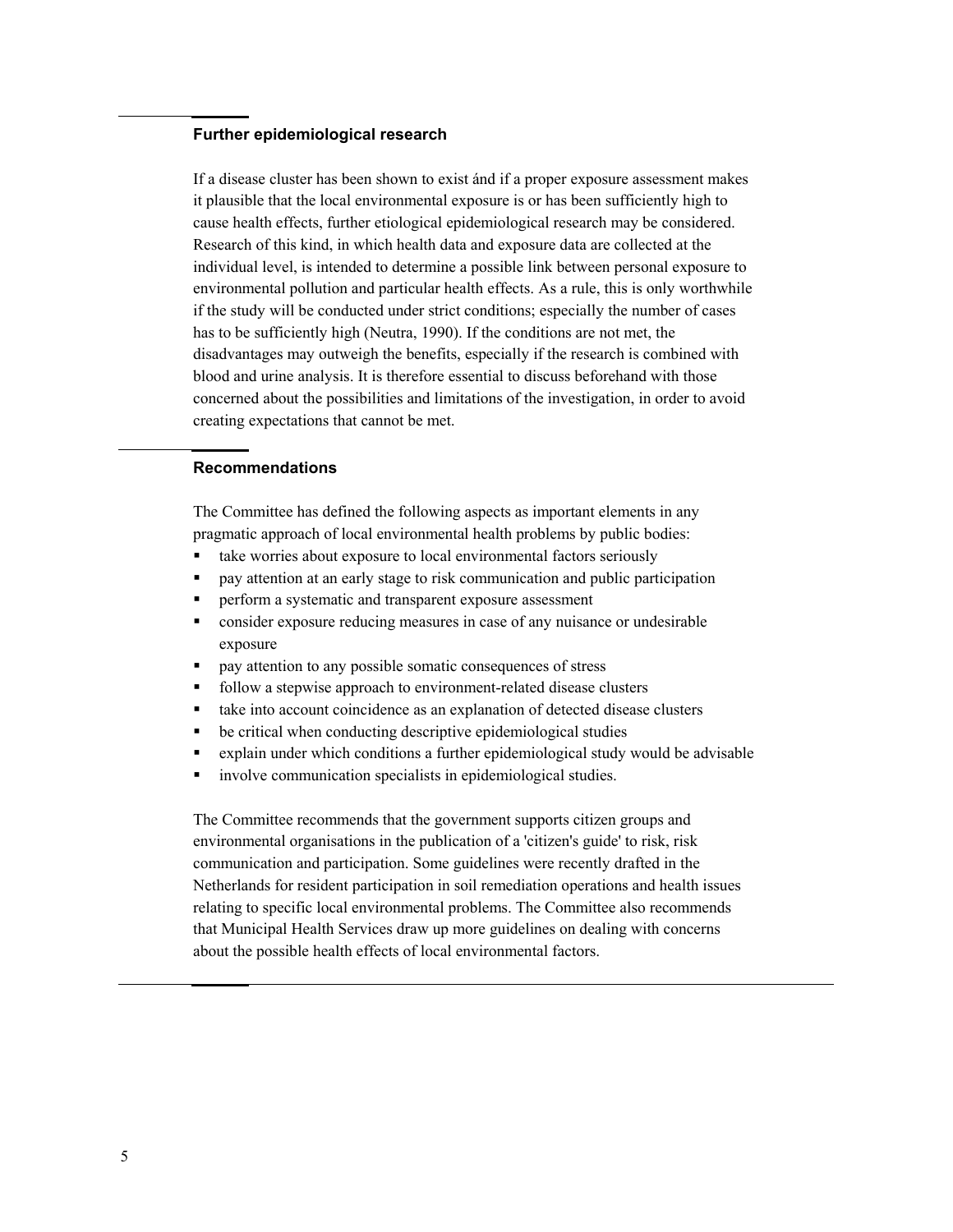## Further epidemiological research

If a disease cluster has been shown to exist ánd if a proper exposure assessment makes it plausible that the local environmental exposure is or has been sufficiently high to cause health effects, further etiological epidemiological research may be considered. Research of this kind, in which health data and exposure data are collected at the individual level, is intended to determine a possible link between personal exposure to environmental pollution and particular health effects. As a rule, this is only worthwhile if the study will be conducted under strict conditions; especially the number of cases has to be sufficiently high (Neutra, 1990). If the conditions are not met, the disadvantages may outweigh the benefits, especially if the research is combined with blood and urine analysis. It is therefore essential to discuss beforehand with those concerned about the possibilities and limitations of the investigation, in order to avoid creating expectations that cannot be met.

## Recommendations

The Committee has defined the following aspects as important elements in any pragmatic approach of local environmental health problems by public bodies:

- take worries about exposure to local environmental factors seriously
- pay attention at an early stage to risk communication and public participation
- perform a systematic and transparent exposure assessment
- consider exposure reducing measures in case of any nuisance or undesirable exposure
- pay attention to any possible somatic consequences of stress
- follow a stepwise approach to environment-related disease clusters
- take into account coincidence as an explanation of detected disease clusters
- be critical when conducting descriptive epidemiological studies
- explain under which conditions a further epidemiological study would be advisable
- involve communication specialists in epidemiological studies.

The Committee recommends that the government supports citizen groups and environmental organisations in the publication of a 'citizen's guide' to risk, risk communication and participation. Some guidelines were recently drafted in the Netherlands for resident participation in soil remediation operations and health issues relating to specific local environmental problems. The Committee also recommends that Municipal Health Services draw up more guidelines on dealing with concerns about the possible health effects of local environmental factors.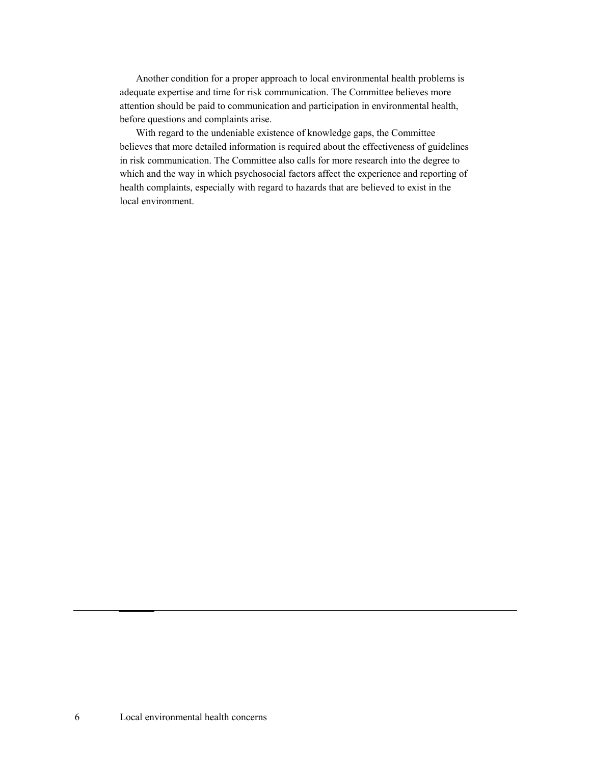Another condition for a proper approach to local environmental health problems is adequate expertise and time for risk communication. The Committee believes more attention should be paid to communication and participation in environmental health, before questions and complaints arise.

With regard to the undeniable existence of knowledge gaps, the Committee believes that more detailed information is required about the effectiveness of guidelines in risk communication. The Committee also calls for more research into the degree to which and the way in which psychosocial factors affect the experience and reporting of health complaints, especially with regard to hazards that are believed to exist in the local environment.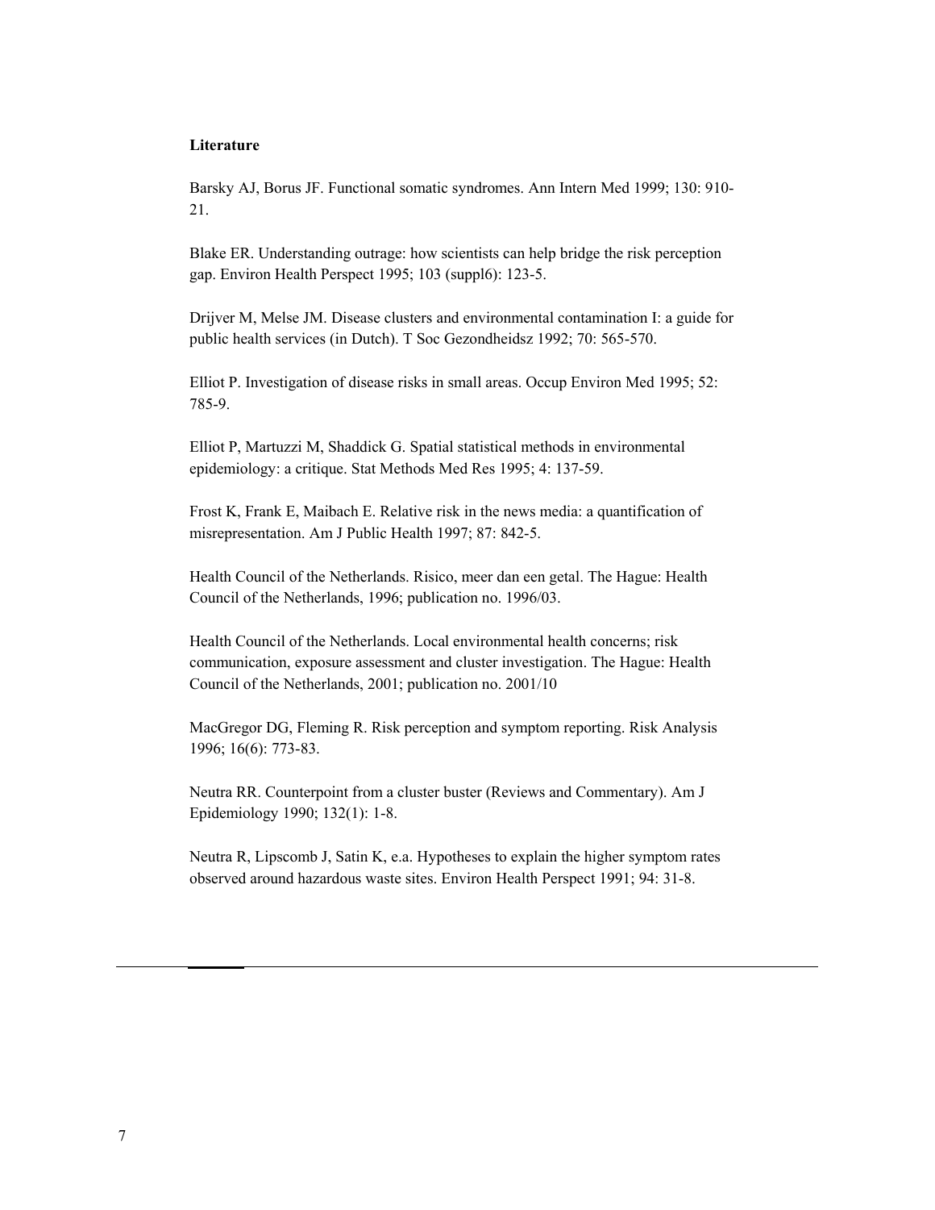**Literature**

Barsky AJ, Borus JF. Functional somatic syndromes. Ann Intern Med 1999; 130: 910-21.

Blake ER. Understanding outrage: how scientists can help bridge the risk perception gap. Environ Health Perspect 1995; 103 (suppl6): 123-5.

Drijver M, Melse JM. Disease clusters and environmental contamination I: a guide for public health services (in Dutch). T Soc Gezondheidsz 1992; 70: 565-570.

Elliot P. Investigation of disease risks in small areas. Occup Environ Med 1995; 52: 785-9.

Elliot P, Martuzzi M, Shaddick G. Spatial statistical methods in environmental epidemiology: a critique. Stat Methods Med Res 1995; 4: 137-59.

Frost K, Frank E, Maibach E. Relative risk in the news media: a quantification of misrepresentation. Am J Public Health 1997; 87: 842-5.

Health Council of the Netherlands. Risico, meer dan een getal. The Hague: Health Council of the Netherlands, 1996; publication no. 1996/03.

Health Council of the Netherlands. Local environmental health concerns; risk communication, exposure assessment and cluster investigation. The Hague: Health Council of the Netherlands, 2001; publication no. 2001/10

MacGregor DG, Fleming R. Risk perception and symptom reporting. Risk Analysis 1996; 16(6): 773-83.

Neutra RR. Counterpoint from a cluster buster (Reviews and Commentary). Am J Epidemiology 1990; 132(1): 1-8.

Neutra R, Lipscomb J, Satin K, e.a. Hypotheses to explain the higher symptom rates observed around hazardous waste sites. Environ Health Perspect 1991; 94: 31-8.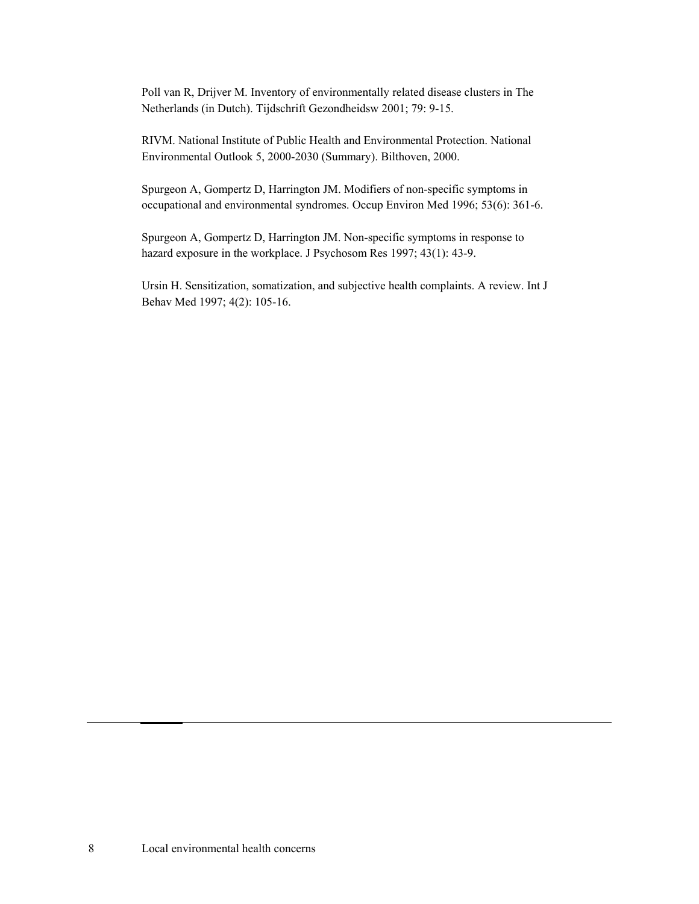Poll van R, Drijver M. Inventory of environmentally related disease clusters in The Netherlands (in Dutch). Tijdschrift Gezondheidsw 2001; 79: 9-15.

RIVM. National Institute of Public Health and Environmental Protection. National Environmental Outlook 5, 2000-2030 (Summary). Bilthoven, 2000.

Spurgeon A, Gompertz D, Harrington JM. Modifiers of non-specific symptoms in occupational and environmental syndromes. Occup Environ Med 1996; 53(6): 361-6.

Spurgeon A, Gompertz D, Harrington JM. Non-specific symptoms in response to hazard exposure in the workplace. J Psychosom Res 1997; 43(1): 43-9.

Ursin H. Sensitization, somatization, and subjective health complaints. A review. Int J Behav Med 1997; 4(2): 105-16.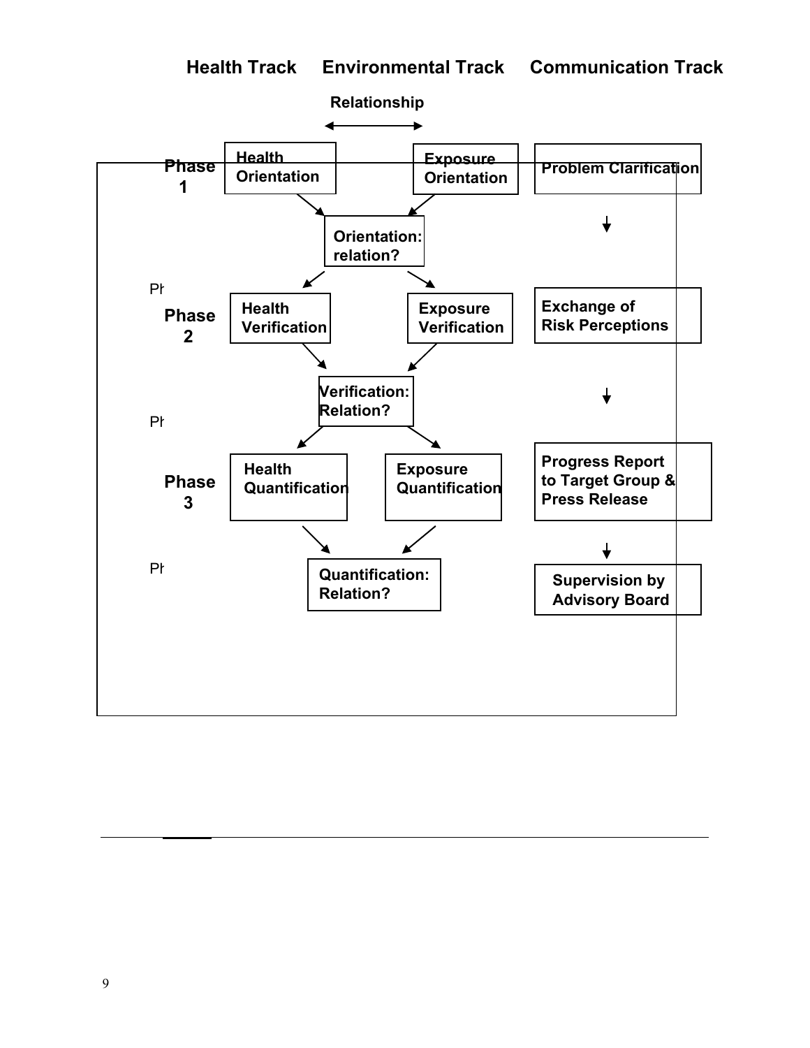Health Track

Environmental Track

Communication Track

Relationship

Phase 1

Health Orientation

Exposure Orientation

Problem Clarification

Orientation: relation?

Phase 2

Health Verification

Exposure Verification

Exchange of Risk Perceptions

Verification: Relation?

Phase 3

Health Quantification

Exposure Quantification

Progress Report to Target Group & Press Release

Quantification: Relation?

Supervision by Advisory Board